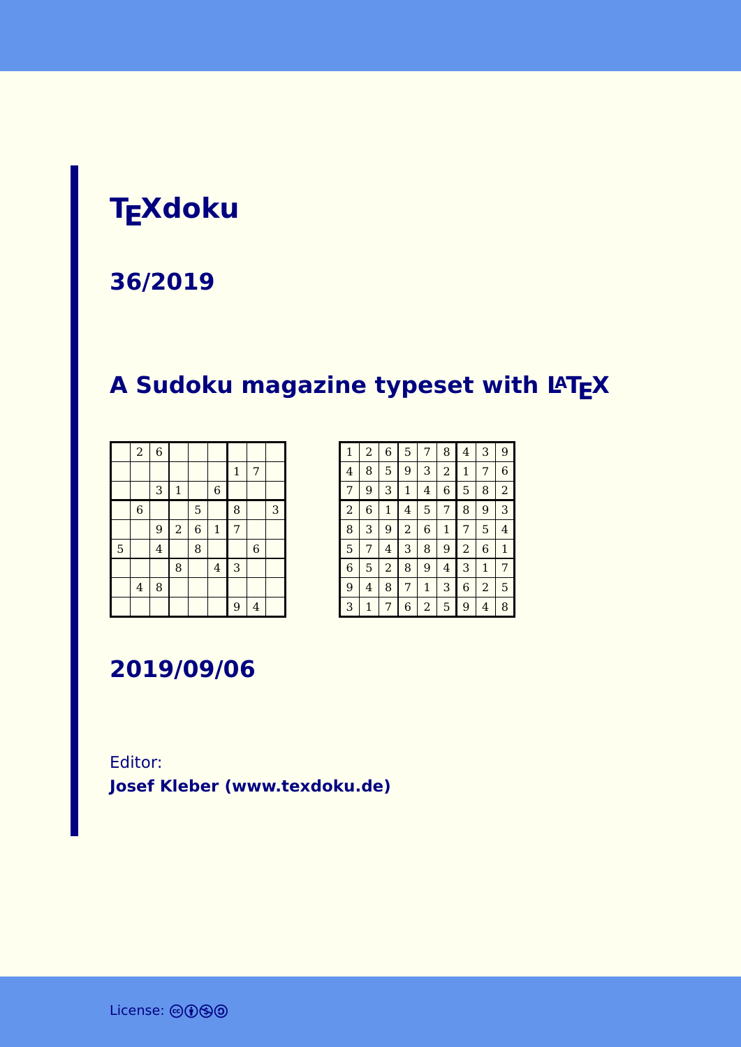# TEXdoku

## 36/2019

## A Sudoku magazine typeset with LATEX

|   |   |   |   |   |   |   |   |   |
|---|---|---|---|---|---|---|---|---|
|   | 2 | 6 |   |   |   |   |   |   |
|   |   |   |   |   |   | 1 | 7 |   |
|   |   | 3 | 1 |   | 6 |   |   |   |
|   | 6 |   |   | 5 |   | 8 |   | 3 |
|   |   | 9 | 2 | 6 | 1 | 7 |   |   |
| 5 |   | 4 |   | 8 |   |   | 6 |   |
|   |   |   | 8 |   | 4 | 3 |   |   |
|   | 4 | 8 |   |   |   |   |   |   |
|   |   |   |   |   |   | 9 | 4 |   |

|   |   |   |   |   |   |   |   |   |
|---|---|---|---|---|---|---|---|---|
| 1 | 2 | 6 | 5 | 7 | 8 | 4 | 3 | 9 |
| 4 | 8 | 5 | 9 | 3 | 2 | 1 | 7 | 6 |
| 7 | 9 | 3 | 1 | 4 | 6 | 5 | 8 | 2 |
| 2 | 6 | 1 | 4 | 5 | 7 | 8 | 9 | 3 |
| 8 | 3 | 9 | 2 | 6 | 1 | 7 | 5 | 4 |
| 5 | 7 | 4 | 3 | 8 | 9 | 2 | 6 | 1 |
| 6 | 5 | 2 | 8 | 9 | 4 | 3 | 1 | 7 |
| 9 | 4 | 8 | 7 | 1 | 3 | 6 | 2 | 5 |
| 3 | 1 | 7 | 6 | 2 | 5 | 9 | 4 | 8 |

## 2019/09/06

Editor:
**Josef Kleber (www.texdoku.de)**

License: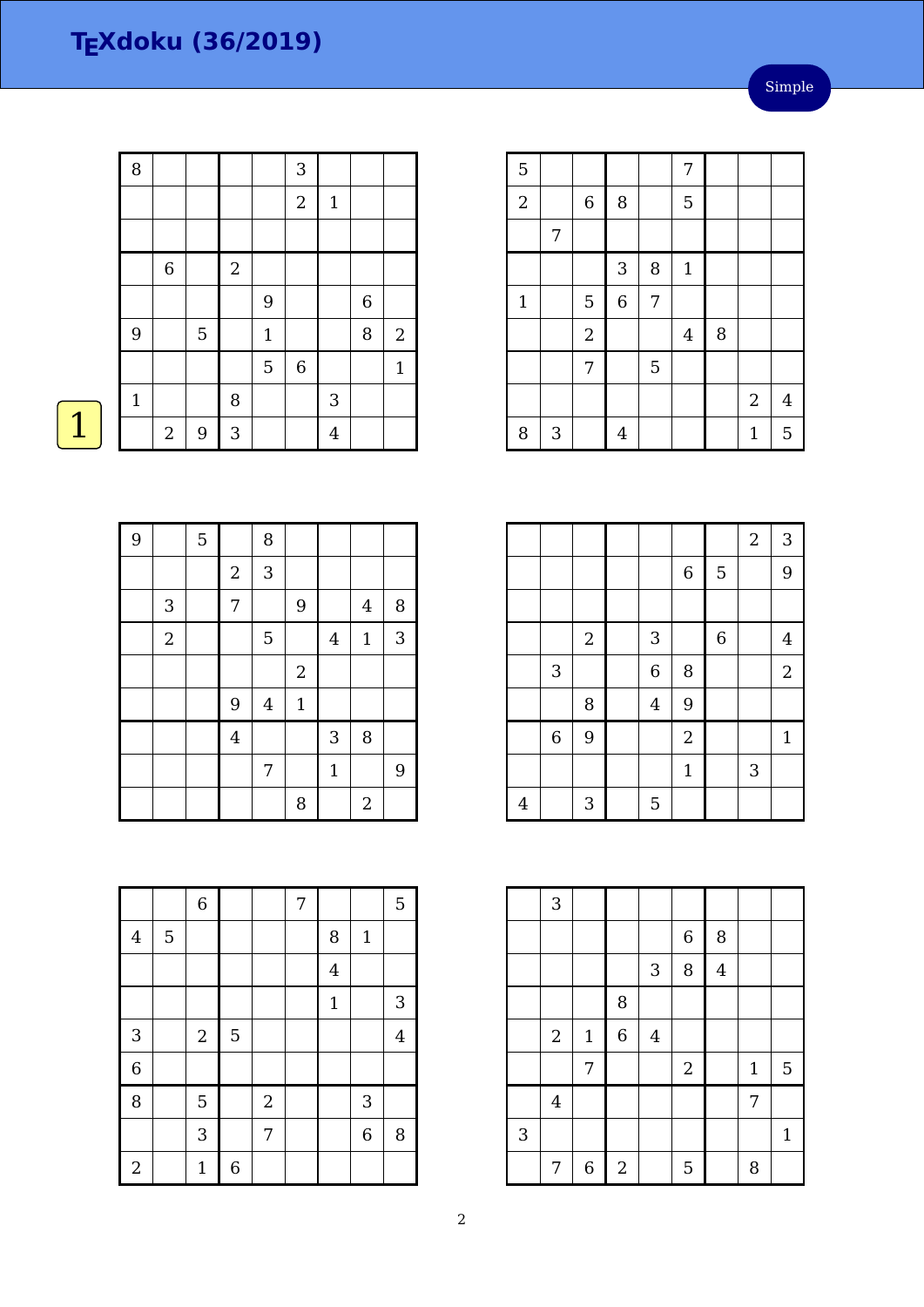# TEXdoku (36/2019)

Simple

1

| 8 | | | | | 3 | | | |
|---|---|---|---|---|---|---|---|---|
| | | | | | 2 | 1 | | |
| | | | | | | | | |
| | 6 | | 2 | | | | | |
| | | | | 9 | | | 6 | |
| 9 | | 5 | | 1 | | | 8 | 2 |
| | | | | 5 | 6 | | | 1 |
| 1 | | | 8 | | | 3 | | |
| | 2 | 9 | 3 | | | 4 | | |

| 5 | | | | | 7 | | | |
|---|---|---|---|---|---|---|---|---|
| 2 | | 6 | 8 | | 5 | | | |
| | 7 | | | | | | | |
| | | | 3 | 8 | 1 | | | |
| 1 | | 5 | 6 | 7 | | | | |
| | | 2 | | | 4 | 8 | | |
| | | 7 | | 5 | | | | |
| | | | | | | | 2 | 4 |
| 8 | 3 | | 4 | | | | 1 | 5 |

| 9 | | 5 | | 8 | | | | |
|---|---|---|---|---|---|---|---|---|
| | | | 2 | 3 | | | | |
| | 3 | | 7 | | 9 | | 4 | 8 |
| | 2 | | | 5 | | 4 | 1 | 3 |
| | | | | | 2 | | | |
| | | | 9 | 4 | 1 | | | |
| | | | 4 | | | 3 | 8 | |
| | | | | 7 | | 1 | | 9 |
| | | | | | 8 | | 2 | |

| | | | | | | | 2 | 3 |
|---|---|---|---|---|---|---|---|---|
| | | | | | 6 | 5 | | 9 |
| | | | | | | | | |
| | | 2 | | 3 | | 6 | | 4 |
| | 3 | | | 6 | 8 | | | 2 |
| | | 8 | | 4 | 9 | | | |
| | 6 | 9 | | | 2 | | | 1 |
| | | | | | 1 | | 3 | |
| 4 | | 3 | | 5 | | | | |

| | | 6 | | | 7 | | | 5 |
|---|---|---|---|---|---|---|---|---|
| 4 | 5 | | | | | 8 | 1 | |
| | | | | | | 4 | | |
| | | | | | | 1 | | 3 |
| 3 | | 2 | 5 | | | | | 4 |
| 6 | | | | | | | | |
| 8 | | 5 | | 2 | | | 3 | |
| | | 3 | | 7 | | | 6 | 8 |
| 2 | | 1 | 6 | | | | | |

| | 3 | | | | | | | |
|---|---|---|---|---|---|---|---|---|
| | | | | | 6 | 8 | | |
| | | | | 3 | 8 | 4 | | |
| | | | 8 | | | | | |
| | 2 | 1 | 6 | 4 | | | | |
| | | 7 | | | 2 | | 1 | 5 |
| | 4 | | | | | | 7 | |
| 3 | | | | | | | | 1 |
| | 7 | 6 | 2 | | 5 | | 8 | |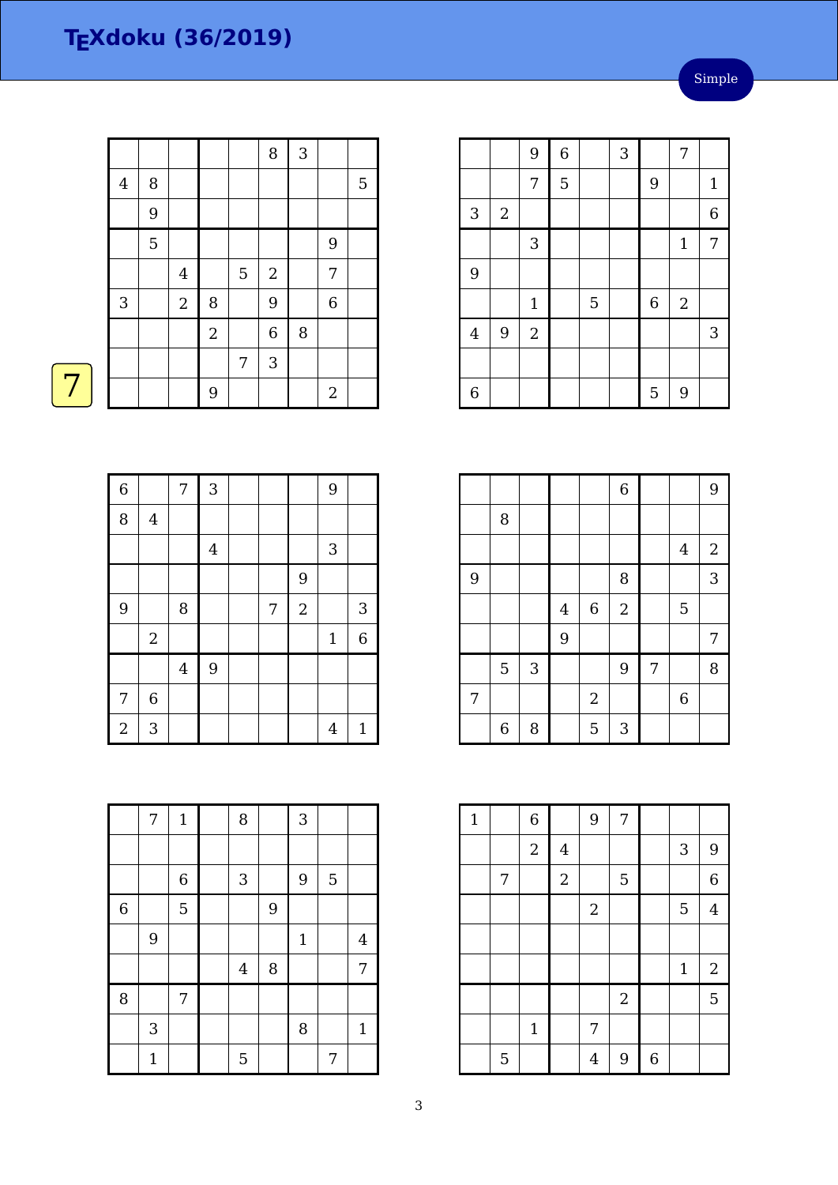# TEXdoku (36/2019)

Simple

7

| | | | | | | | | |
|---|---|---|---|---|---|---|---|---|
| | | | | | 8 | 3 | | |
| 4 | 8 | | | | | | | 5 |
| | 9 | | | | | | | |
| | 5 | | | | | | 9 | |
| | | 4 | | 5 | 2 | | 7 | |
| 3 | | 2 | 8 | | 9 | | 6 | |
| | | | 2 | | 6 | 8 | | |
| | | | | 7 | 3 | | | |
| | | | 9 | | | | 2 | |

| | | | | | | | | |
|---|---|---|---|---|---|---|---|---|
| | | 9 | 6 | | 3 | | 7 | |
| | | 7 | 5 | | | 9 | | 1 |
| 3 | 2 | | | | | | | 6 |
| | | 3 | | | | | 1 | 7 |
| 9 | | | | | | | | |
| | | 1 | | 5 | | 6 | 2 | |
| 4 | 9 | 2 | | | | | | 3 |
| | | | | | | | | |
| 6 | | | | | | 5 | 9 | |

| | | | | | | | | |
|---|---|---|---|---|---|---|---|---|
| 6 | | 7 | 3 | | | | 9 | |
| 8 | 4 | | | | | | | |
| | | | 4 | | | | 3 | |
| | | | | | | 9 | | |
| 9 | | 8 | | | 7 | 2 | | 3 |
| | 2 | | | | | | 1 | 6 |
| | | 4 | 9 | | | | | |
| 7 | 6 | | | | | | | |
| 2 | 3 | | | | | | 4 | 1 |

| | | | | | | | | |
|---|---|---|---|---|---|---|---|---|
| | | | | | 6 | | | 9 |
| | 8 | | | | | | | |
| | | | | | | | 4 | 2 |
| 9 | | | | | 8 | | | 3 |
| | | | 4 | 6 | 2 | | 5 | |
| | | | 9 | | | | | 7 |
| | 5 | 3 | | | 9 | 7 | | 8 |
| 7 | | | | 2 | | | 6 | |
| | 6 | 8 | | 5 | 3 | | | |

| | | | | | | | | |
|---|---|---|---|---|---|---|---|---|
| | 7 | 1 | | 8 | | 3 | | |
| | | | | | | | | |
| | | 6 | | 3 | | 9 | 5 | |
| 6 | | 5 | | | 9 | | | |
| | 9 | | | | | 1 | | 4 |
| | | | | 4 | 8 | | | 7 |
| 8 | | 7 | | | | | | |
| | 3 | | | | | 8 | | 1 |
| | 1 | | | 5 | | | 7 | |

| | | | | | | | | |
|---|---|---|---|---|---|---|---|---|
| 1 | | 6 | | 9 | 7 | | | |
| | | 2 | 4 | | | | 3 | 9 |
| | 7 | | 2 | | 5 | | | 6 |
| | | | | 2 | | | 5 | 4 |
| | | | | | | | | |
| | | | | | | | 1 | 2 |
| | | | | | 2 | | | 5 |
| | | 1 | | 7 | | | | |
| | 5 | | | 4 | 9 | 6 | | |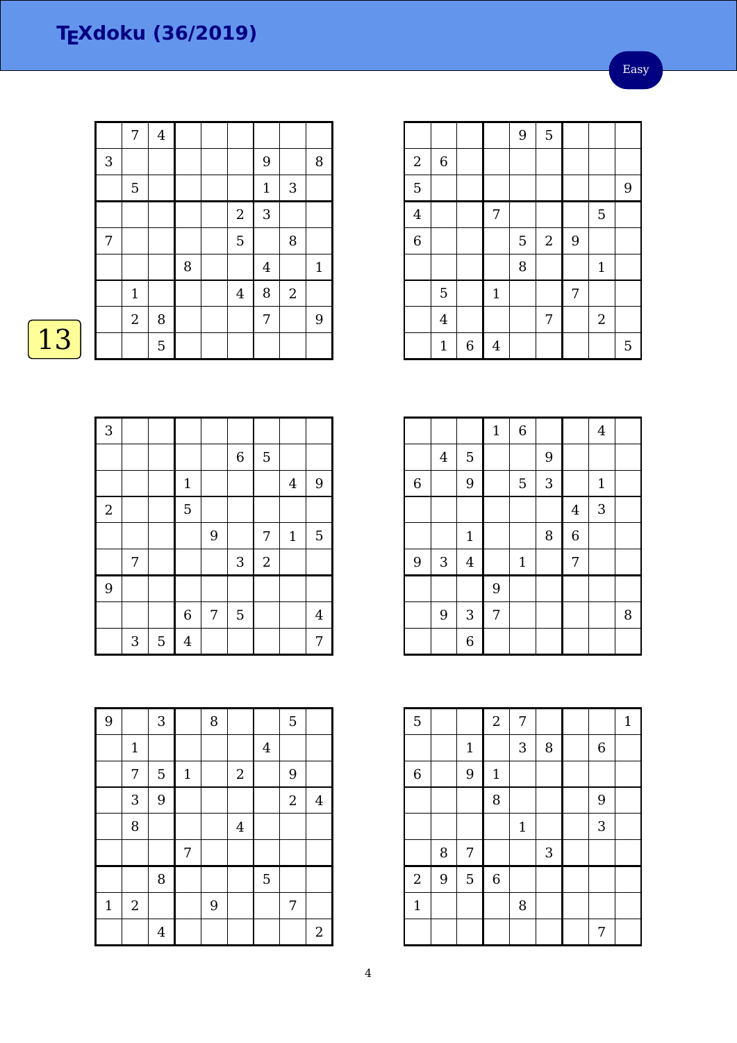# TEXdoku (36/2019)

Easy

13

| | | | | | | | | |
|---|---|---|---|---|---|---|---|---|
| | 7 | 4 | | | | | | |
| 3 | | | | | | 9 | | 8 |
| | 5 | | | | | 1 | 3 | |
| | | | | | 2 | 3 | | |
| 7 | | | | | 5 | | 8 | |
| | | | 8 | | | 4 | | 1 |
| | 1 | | | | 4 | 8 | 2 | |
| | 2 | 8 | | | | 7 | | 9 |
| | | 5 | | | | | | |

| | | | | | | | | |
|---|---|---|---|---|---|---|---|---|
| | | | | 9 | 5 | | | |
| 2 | 6 | | | | | | | |
| 5 | | | | | | | | 9 |
| 4 | | | 7 | | | | 5 | |
| 6 | | | | 5 | 2 | 9 | | |
| | | | | 8 | | | 1 | |
| | 5 | | 1 | | | 7 | | |
| | 4 | | | | 7 | | 2 | |
| | 1 | 6 | 4 | | | | | 5 |

| | | | | | | | | |
|---|---|---|---|---|---|---|---|---|
| 3 | | | | | | | | |
| | | | | | 6 | 5 | | |
| | | | 1 | | | | 4 | 9 |
| 2 | | | 5 | | | | | |
| | | | | 9 | | 7 | 1 | 5 |
| | 7 | | | | 3 | 2 | | |
| 9 | | | | | | | | |
| | | | 6 | 7 | 5 | | | 4 |
| | 3 | 5 | 4 | | | | | 7 |

| | | | | | | | | |
|---|---|---|---|---|---|---|---|---|
| | | | 1 | 6 | | | 4 | |
| | 4 | 5 | | | 9 | | | |
| 6 | | 9 | | 5 | 3 | | 1 | |
| | | | | | | 4 | 3 | |
| | | 1 | | | 8 | 6 | | |
| 9 | 3 | 4 | | 1 | | 7 | | |
| | | | 9 | | | | | |
| | 9 | 3 | 7 | | | | | 8 |
| | | 6 | | | | | | |

| | | | | | | | | |
|---|---|---|---|---|---|---|---|---|
| 9 | | 3 | | 8 | | | 5 | |
| | 1 | | | | | 4 | | |
| | 7 | 5 | 1 | | 2 | | 9 | |
| | 3 | 9 | | | | | 2 | 4 |
| | 8 | | | | 4 | | | |
| | | | 7 | | | | | |
| | | 8 | | | | 5 | | |
| 1 | 2 | | | 9 | | | 7 | |
| | | 4 | | | | | | 2 |

| | | | | | | | | |
|---|---|---|---|---|---|---|---|---|
| 5 | | | 2 | 7 | | | | 1 |
| | | 1 | | 3 | 8 | | 6 | |
| 6 | | 9 | 1 | | | | | |
| | | | 8 | | | | 9 | |
| | | | | 1 | | | 3 | |
| | 8 | 7 | | | 3 | | | |
| 2 | 9 | 5 | 6 | | | | | |
| 1 | | | | 8 | | | | |
| | | | | | | | 7 | |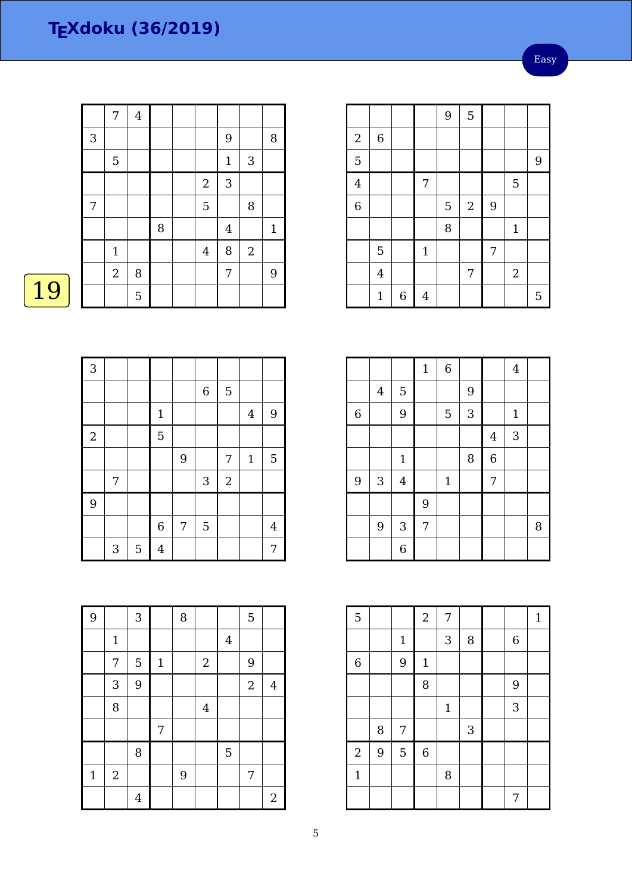# TEXdoku (36/2019)

Easy

19

| | | | | | | | | |
|---|---|---|---|---|---|---|---|---|
| | 7 | 4 | | | | | | |
| 3 | | | | | | 9 | | 8 |
| | 5 | | | | | 1 | 3 | |
| | | | | | 2 | 3 | | |
| 7 | | | | | 5 | | 8 | |
| | | | 8 | | | 4 | | 1 |
| | 1 | | | | 4 | 8 | 2 | |
| | 2 | 8 | | | | 7 | | 9 |
| | | 5 | | | | | | |

| | | | | | | | | |
|---|---|---|---|---|---|---|---|---|
| | | | | 9 | 5 | | | |
| 2 | 6 | | | | | | | |
| 5 | | | | | | | | 9 |
| 4 | | | 7 | | | | 5 | |
| 6 | | | | 5 | 2 | 9 | | |
| | | | | 8 | | | 1 | |
| | 5 | | 1 | | | 7 | | |
| | 4 | | | | 7 | | 2 | |
| | 1 | 6 | 4 | | | | | 5 |

| | | | | | | | | |
|---|---|---|---|---|---|---|---|---|
| 3 | | | | | | | | |
| | | | | | 6 | 5 | | |
| | | | 1 | | | | 4 | 9 |
| 2 | | | 5 | | | | | |
| | | | | 9 | | 7 | 1 | 5 |
| | 7 | | | | 3 | 2 | | |
| 9 | | | | | | | | |
| | | | 6 | 7 | 5 | | | 4 |
| | 3 | 5 | 4 | | | | | 7 |

| | | | | | | | | |
|---|---|---|---|---|---|---|---|---|
| | | | 1 | 6 | | | 4 | |
| | 4 | 5 | | | 9 | | | |
| 6 | | 9 | | 5 | 3 | | 1 | |
| | | | | | | 4 | 3 | |
| | | 1 | | | 8 | 6 | | |
| 9 | 3 | 4 | | 1 | | 7 | | |
| | | | 9 | | | | | |
| | 9 | 3 | 7 | | | | | 8 |
| | | 6 | | | | | | |

| | | | | | | | | |
|---|---|---|---|---|---|---|---|---|
| 9 | | 3 | | 8 | | | 5 | |
| | 1 | | | | | 4 | | |
| | 7 | 5 | 1 | | 2 | | 9 | |
| | 3 | 9 | | | | | 2 | 4 |
| | 8 | | | | 4 | | | |
| | | | 7 | | | | | |
| | | 8 | | | | 5 | | |
| 1 | 2 | | | 9 | | | 7 | |
| | | 4 | | | | | | 2 |

| | | | | | | | | |
|---|---|---|---|---|---|---|---|---|
| 5 | | | 2 | 7 | | | | 1 |
| | | 1 | | 3 | 8 | | 6 | |
| 6 | | 9 | 1 | | | | | |
| | | | 8 | | | | 9 | |
| | | | | 1 | | | 3 | |
| | 8 | 7 | | | 3 | | | |
| 2 | 9 | 5 | 6 | | | | | |
| 1 | | | | 8 | | | | |
| | | | | | | | 7 | |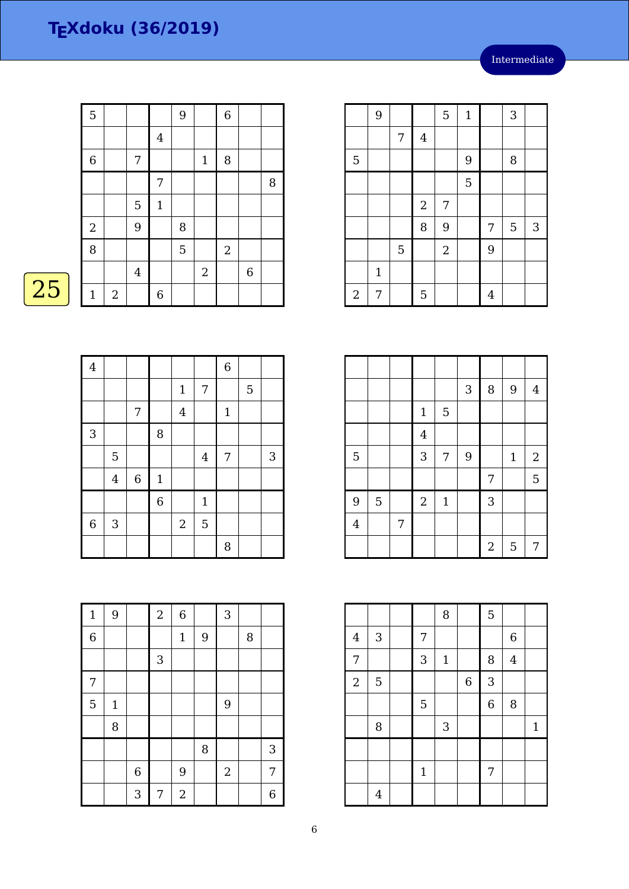# TEXdoku (36/2019)

Intermediate

25

| | | | | | | | | |
|---|---|---|---|---|---|---|---|---|
| 5 | | | | 9 | | 6 | | |
| | | | 4 | | | | | |
| 6 | | 7 | | | 1 | 8 | | |
| | | | 7 | | | | | 8 |
| | | 5 | 1 | | | | | |
| 2 | | 9 | | 8 | | | | |
| 8 | | | | 5 | | 2 | | |
| | | 4 | | | 2 | | 6 | |
| 1 | 2 | | 6 | | | | | |

| | | | | | | | | |
|---|---|---|---|---|---|---|---|---|
| | 9 | | | 5 | 1 | | 3 | |
| | | 7 | 4 | | | | | |
| 5 | | | | | 9 | | 8 | |
| | | | | | 5 | | | |
| | | | 2 | 7 | | | | |
| | | | 8 | 9 | | 7 | 5 | 3 |
| | | 5 | | 2 | | 9 | | |
| | 1 | | | | | | | |
| 2 | 7 | | 5 | | | 4 | | |

| | | | | | | | | |
|---|---|---|---|---|---|---|---|---|
| 4 | | | | | | 6 | | |
| | | | | 1 | 7 | | 5 | |
| | | 7 | | 4 | | 1 | | |
| 3 | | | 8 | | | | | |
| | 5 | | | | 4 | 7 | | 3 |
| | 4 | 6 | 1 | | | | | |
| | | | 6 | | 1 | | | |
| 6 | 3 | | | 2 | 5 | | | |
| | | | | | | 8 | | |

| | | | | | | | | |
|---|---|---|---|---|---|---|---|---|
| | | | | | | | | |
| | | | | | 3 | 8 | 9 | 4 |
| | | | 1 | 5 | | | | |
| | | | 4 | | | | | |
| 5 | | | 3 | 7 | 9 | | 1 | 2 |
| | | | | | | 7 | | 5 |
| 9 | 5 | | 2 | 1 | | 3 | | |
| 4 | | 7 | | | | | | |
| | | | | | | 2 | 5 | 7 |

| | | | | | | | | |
|---|---|---|---|---|---|---|---|---|
| 1 | 9 | | 2 | 6 | | 3 | | |
| 6 | | | | 1 | 9 | | 8 | |
| | | | 3 | | | | | |
| 7 | | | | | | | | |
| 5 | 1 | | | | | 9 | | |
| | 8 | | | | | | | |
| | | | | | 8 | | | 3 |
| | | 6 | | 9 | | 2 | | 7 |
| | | 3 | 7 | 2 | | | | 6 |

| | | | | | | | | |
|---|---|---|---|---|---|---|---|---|
| | | | | 8 | | 5 | | |
| 4 | 3 | | 7 | | | | 6 | |
| 7 | | | 3 | 1 | | 8 | 4 | |
| 2 | 5 | | | | 6 | 3 | | |
| | | | 5 | | | 6 | 8 | |
| | 8 | | | 3 | | | | 1 |
| | | | | | | | | |
| | | | 1 | | | 7 | | |
| | 4 | | | | | | | |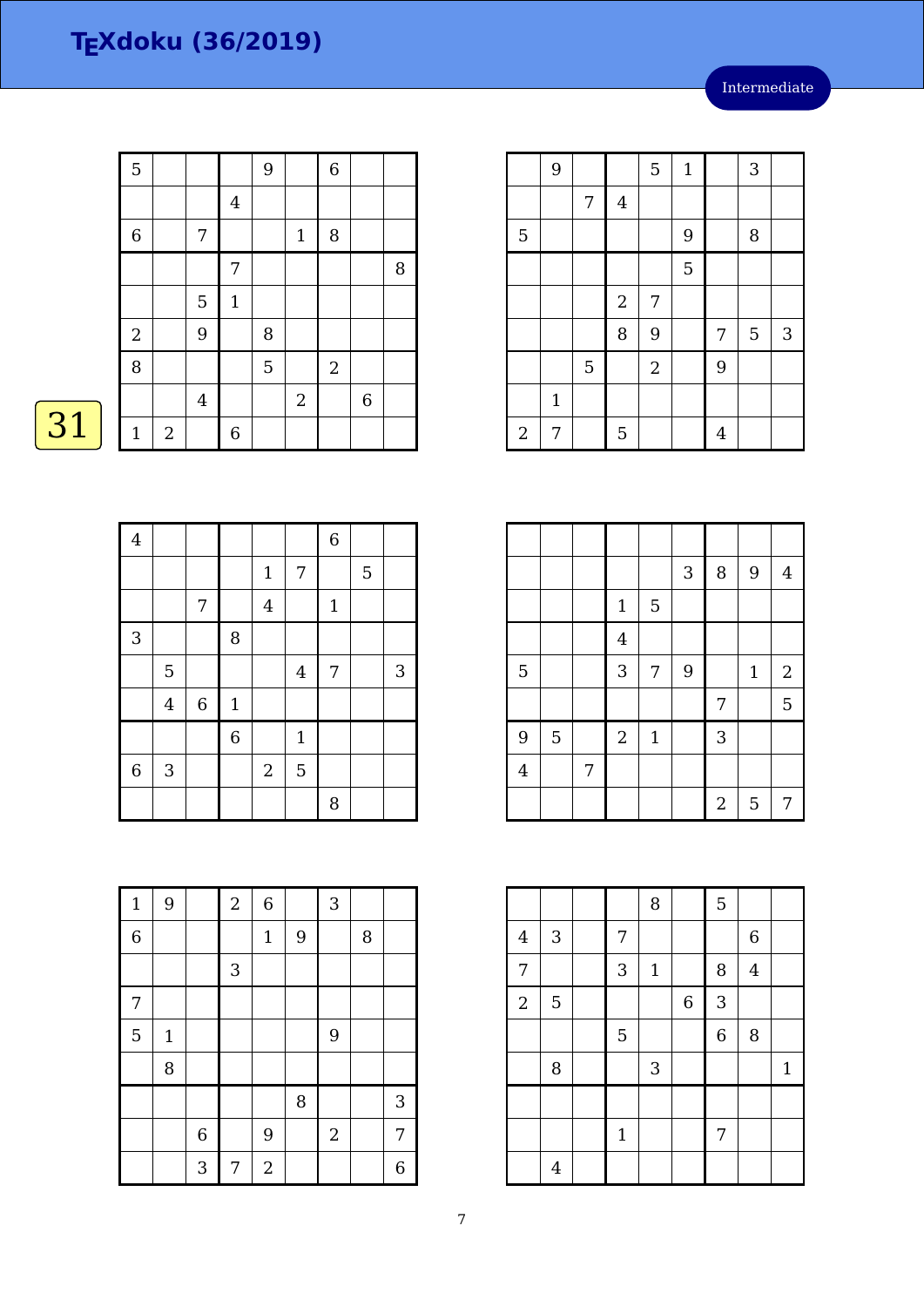# TEXdoku (36/2019)

Intermediate

31

| | | | | | | | | |
|---|---|---|---|---|---|---|---|---|
| 5 | | | | 9 | | 6 | | |
| | | | 4 | | | | | |
| 6 | | 7 | | | 1 | 8 | | |
| | | | 7 | | | | | 8 |
| | | 5 | 1 | | | | | |
| 2 | | 9 | | 8 | | | | |
| 8 | | | | 5 | | 2 | | |
| | | 4 | | | 2 | | 6 | |
| 1 | 2 | | 6 | | | | | |

| | | | | | | | | |
|---|---|---|---|---|---|---|---|---|
| | 9 | | | 5 | 1 | | 3 | |
| | | 7 | 4 | | | | | |
| 5 | | | | | 9 | | 8 | |
| | | | | | 5 | | | |
| | | | 2 | 7 | | | | |
| | | | 8 | 9 | | 7 | 5 | 3 |
| | | 5 | | 2 | | 9 | | |
| | 1 | | | | | | | |
| 2 | 7 | | 5 | | | 4 | | |

| | | | | | | | | |
|---|---|---|---|---|---|---|---|---|
| 4 | | | | | | 6 | | |
| | | | | 1 | 7 | | 5 | |
| | | 7 | | 4 | | 1 | | |
| 3 | | | 8 | | | | | |
| | 5 | | | | 4 | 7 | | 3 |
| | 4 | 6 | 1 | | | | | |
| | | | 6 | | 1 | | | |
| 6 | 3 | | | 2 | 5 | | | |
| | | | | | | 8 | | |

| | | | | | | | | |
|---|---|---|---|---|---|---|---|---|
| | | | | | | | | |
| | | | | | 3 | 8 | 9 | 4 |
| | | | 1 | 5 | | | | |
| | | | 4 | | | | | |
| 5 | | | 3 | 7 | 9 | | 1 | 2 |
| | | | | | | 7 | | 5 |
| 9 | 5 | | 2 | 1 | | 3 | | |
| 4 | | 7 | | | | | | |
| | | | | | | 2 | 5 | 7 |

| | | | | | | | | |
|---|---|---|---|---|---|---|---|---|
| 1 | 9 | | 2 | 6 | | 3 | | |
| 6 | | | | 1 | 9 | | 8 | |
| | | | 3 | | | | | |
| 7 | | | | | | | | |
| 5 | 1 | | | | | 9 | | |
| | 8 | | | | | | | |
| | | | | | 8 | | | 3 |
| | | 6 | | 9 | | 2 | | 7 |
| | | 3 | 7 | 2 | | | | 6 |

| | | | | | | | | |
|---|---|---|---|---|---|---|---|---|
| | | | | 8 | | 5 | | |
| 4 | 3 | | 7 | | | | 6 | |
| 7 | | | 3 | 1 | | 8 | 4 | |
| 2 | 5 | | | | 6 | 3 | | |
| | | | 5 | | | 6 | 8 | |
| | 8 | | | 3 | | | | 1 |
| | | | | | | | | |
| | | | 1 | | | 7 | | |
| | 4 | | | | | | | |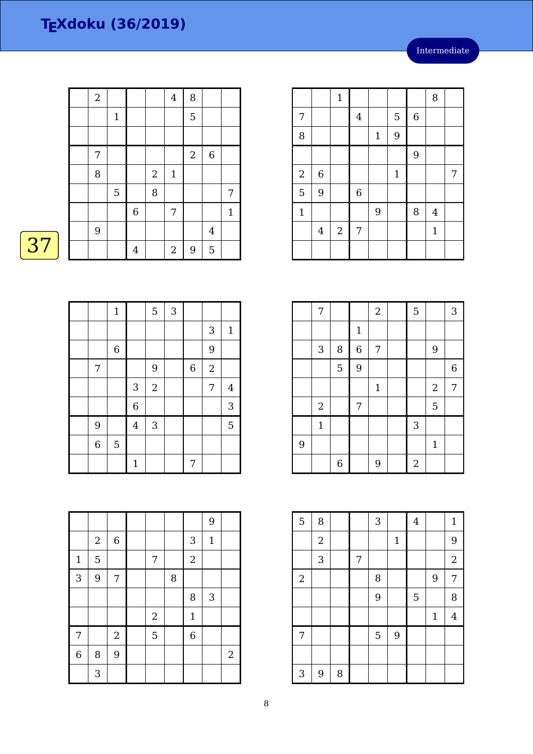# TEXdoku (36/2019)

Intermediate

37

| | | | | | | | | |
|---|---|---|---|---|---|---|---|---|
| | 2 | | | | 4 | 8 | | |
| | | 1 | | | | 5 | | |
| | | | | | | | | |
| | 7 | | | | | 2 | 6 | |
| | 8 | | | 2 | 1 | | | |
| | | 5 | | 8 | | | | 7 |
| | | | 6 | | 7 | | | 1 |
| | 9 | | | | | | 4 | |
| | | | 4 | | 2 | 9 | 5 | |

| | | | | | | | | |
|---|---|---|---|---|---|---|---|---|
| | | 1 | | | | | 8 | |
| 7 | | | 4 | | 5 | 6 | | |
| 8 | | | | 1 | 9 | | | |
| | | | | | | 9 | | |
| 2 | 6 | | | | 1 | | | 7 |
| 5 | 9 | | 6 | | | | | |
| 1 | | | | 9 | | 8 | 4 | |
| | 4 | 2 | 7 | | | | 1 | |
| | | | | | | | | |

| | | | | | | | | |
|---|---|---|---|---|---|---|---|---|
| | | 1 | | 5 | 3 | | | |
| | | | | | | | 3 | 1 |
| | | 6 | | | | | 9 | |
| | 7 | | | 9 | | 6 | 2 | |
| | | | 3 | 2 | | | 7 | 4 |
| | | | 6 | | | | | 3 |
| | 9 | | 4 | 3 | | | | 5 |
| | 6 | 5 | | | | | | |
| | | | 1 | | | 7 | | |

| | | | | | | | | |
|---|---|---|---|---|---|---|---|---|
| | 7 | | | 2 | | 5 | | 3 |
| | | | 1 | | | | | |
| | 3 | 8 | 6 | 7 | | | 9 | |
| | | 5 | 9 | | | | | 6 |
| | | | | 1 | | | 2 | 7 |
| | 2 | | 7 | | | | 5 | |
| | 1 | | | | | 3 | | |
| 9 | | | | | | | 1 | |
| | | 6 | | 9 | | 2 | | |

| | | | | | | | | |
|---|---|---|---|---|---|---|---|---|
| | | | | | | | 9 | |
| | 2 | 6 | | | | 3 | 1 | |
| 1 | 5 | | | 7 | | 2 | | |
| 3 | 9 | 7 | | | 8 | | | |
| | | | | | | 8 | 3 | |
| | | | | 2 | | 1 | | |
| 7 | | 2 | | 5 | | 6 | | |
| 6 | 8 | 9 | | | | | | 2 |
| | 3 | | | | | | | |

| | | | | | | | | |
|---|---|---|---|---|---|---|---|---|
| 5 | 8 | | | 3 | | 4 | | 1 |
| | 2 | | | | 1 | | | 9 |
| | 3 | | 7 | | | | | 2 |
| 2 | | | | 8 | | | 9 | 7 |
| | | | | 9 | | 5 | | 8 |
| | | | | | | | 1 | 4 |
| 7 | | | | 5 | 9 | | | |
| | | | | | | | | |
| 3 | 9 | 8 | | | | | | |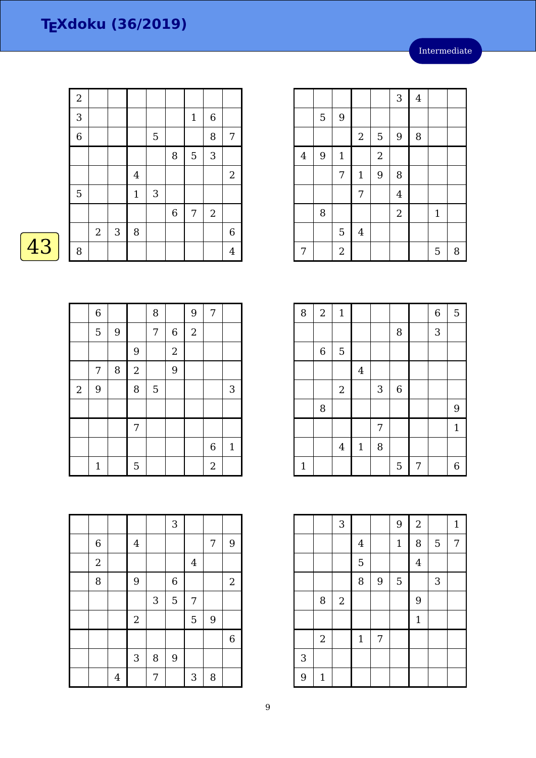# TEXdoku (36/2019)

Intermediate

43

| 2 | | | | | | | | |
|---|---|---|---|---|---|---|---|---|
| 3 | | | | | | 1 | 6 | |
| 6 | | | | 5 | | | 8 | 7 |
| | | | | | 8 | 5 | 3 | |
| | | | 4 | | | | | 2 |
| 5 | | | 1 | 3 | | | | |
| | | | | | 6 | 7 | 2 | |
| | 2 | 3 | 8 | | | | | 6 |
| 8 | | | | | | | | 4 |

| | | | | | 3 | 4 | | |
|---|---|---|---|---|---|---|---|---|
| | 5 | 9 | | | | | | |
| | | | 2 | 5 | 9 | 8 | | |
| 4 | 9 | 1 | | 2 | | | | |
| | | 7 | 1 | 9 | 8 | | | |
| | | | 7 | | 4 | | | |
| | 8 | | | | 2 | | 1 | |
| | | 5 | 4 | | | | | |
| 7 | | 2 | | | | | 5 | 8 |

| | 6 | | | 8 | | 9 | 7 | |
|---|---|---|---|---|---|---|---|---|
| | 5 | 9 | | 7 | 6 | 2 | | |
| | | | 9 | | 2 | | | |
| | 7 | 8 | 2 | | 9 | | | |
| 2 | 9 | | 8 | 5 | | | | 3 |
| | | | | | | | | |
| | | | 7 | | | | | |
| | | | | | | | 6 | 1 |
| | 1 | | 5 | | | | 2 | |

| 8 | 2 | 1 | | | | | 6 | 5 |
|---|---|---|---|---|---|---|---|---|
| | | | | | 8 | | 3 | |
| | 6 | 5 | | | | | | |
| | | | 4 | | | | | |
| | | 2 | | 3 | 6 | | | |
| | 8 | | | | | | | 9 |
| | | | | 7 | | | | 1 |
| | | 4 | 1 | 8 | | | | |
| 1 | | | | | 5 | 7 | | 6 |

| | | | | | 3 | | | |
|---|---|---|---|---|---|---|---|---|
| | 6 | | 4 | | | | 7 | 9 |
| | 2 | | | | | 4 | | |
| | 8 | | 9 | | 6 | | | 2 |
| | | | | 3 | 5 | 7 | | |
| | | | 2 | | | 5 | 9 | |
| | | | | | | | | 6 |
| | | | 3 | 8 | 9 | | | |
| | | 4 | | 7 | | 3 | 8 | |

| | | 3 | | | 9 | 2 | | 1 |
|---|---|---|---|---|---|---|---|---|
| | | | 4 | | 1 | 8 | 5 | 7 |
| | | | 5 | | | 4 | | |
| | | | 8 | 9 | 5 | | 3 | |
| | 8 | 2 | | | | 9 | | |
| | | | | | | 1 | | |
| | 2 | | 1 | 7 | | | | |
| 3 | | | | | | | | |
| 9 | 1 | | | | | | | |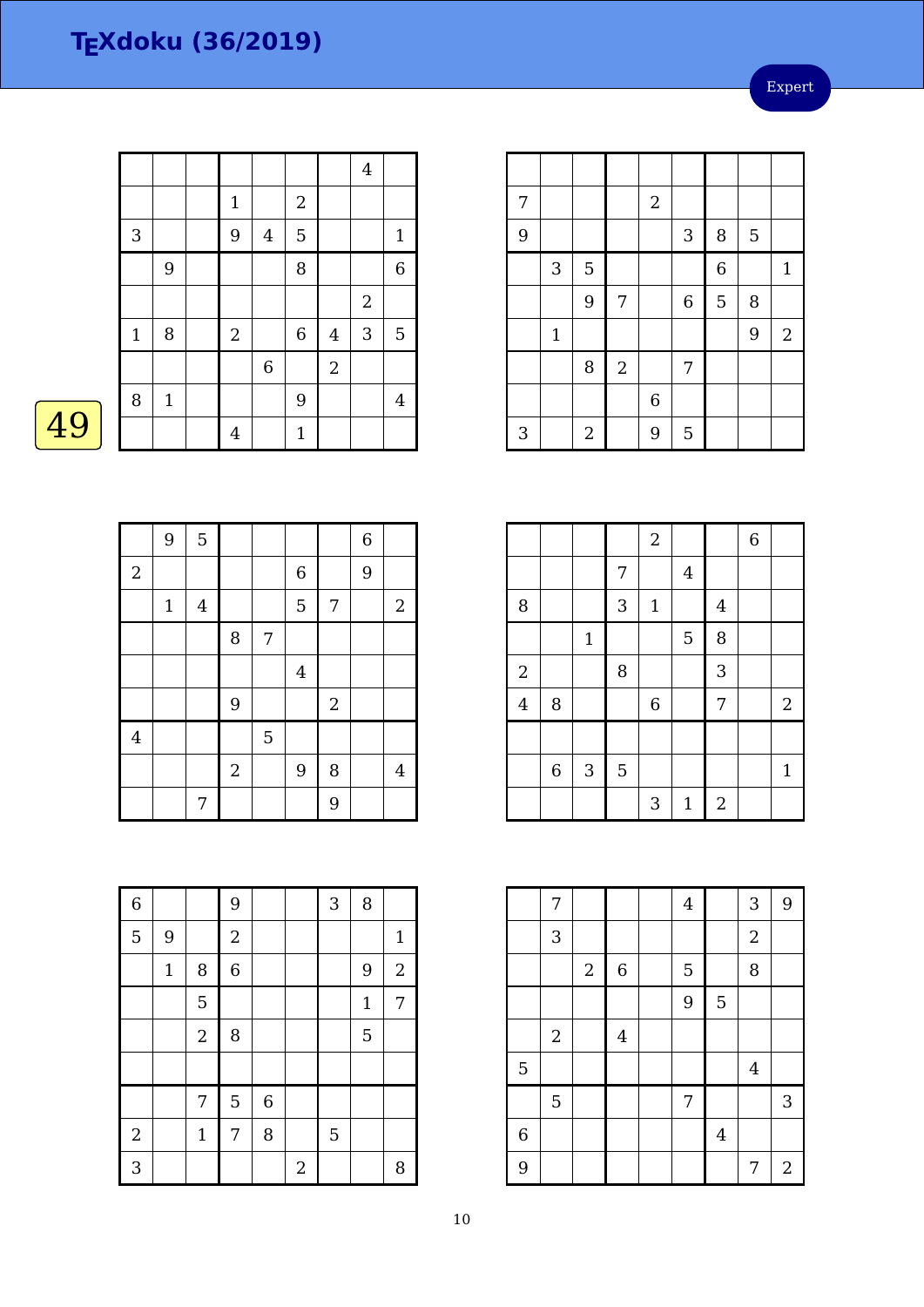# TEXdoku (36/2019)

Expert

49

| | | | | | | | | |
|---|---|---|---|---|---|---|---|---|
| | | | | | | | 4 | |
| | | | 1 | | 2 | | | |
| 3 | | | 9 | 4 | 5 | | | 1 |
| | 9 | | | | 8 | | | 6 |
| | | | | | | | 2 | |
| 1 | 8 | | 2 | | 6 | 4 | 3 | 5 |
| | | | | 6 | | 2 | | |
| 8 | 1 | | | | 9 | | | 4 |
| | | | 4 | | 1 | | | |

| | | | | | | | | |
|---|---|---|---|---|---|---|---|---|
| | | | | | | | | |
| 7 | | | | 2 | | | | |
| 9 | | | | | 3 | 8 | 5 | |
| | 3 | 5 | | | | 6 | | 1 |
| | | 9 | 7 | | 6 | 5 | 8 | |
| | 1 | | | | | | 9 | 2 |
| | | 8 | 2 | | 7 | | | |
| | | | | 6 | | | | |
| 3 | | 2 | | 9 | 5 | | | |

| | | | | | | | | |
|---|---|---|---|---|---|---|---|---|
| | 9 | 5 | | | | | 6 | |
| 2 | | | | | 6 | | 9 | |
| | 1 | 4 | | | 5 | 7 | | 2 |
| | | | 8 | 7 | | | | |
| | | | | | 4 | | | |
| | | | 9 | | | 2 | | |
| 4 | | | | 5 | | | | |
| | | | 2 | | 9 | 8 | | 4 |
| | | 7 | | | | 9 | | |

| | | | | | | | | |
|---|---|---|---|---|---|---|---|---|
| | | | | 2 | | | 6 | |
| | | | 7 | | 4 | | | |
| 8 | | | 3 | 1 | | 4 | | |
| | | 1 | | | 5 | 8 | | |
| 2 | | | 8 | | | 3 | | |
| 4 | 8 | | | 6 | | 7 | | 2 |
| | | | | | | | | |
| | 6 | 3 | 5 | | | | | 1 |
| | | | | 3 | 1 | 2 | | |

| | | | | | | | | |
|---|---|---|---|---|---|---|---|---|
| 6 | | | 9 | | | 3 | 8 | |
| 5 | 9 | | 2 | | | | | 1 |
| | 1 | 8 | 6 | | | | 9 | 2 |
| | | 5 | | | | | 1 | 7 |
| | | 2 | 8 | | | | 5 | |
| | | | | | | | | |
| | | 7 | 5 | 6 | | | | |
| 2 | | 1 | 7 | 8 | | 5 | | |
| 3 | | | | | 2 | | | 8 |

| | | | | | | | | |
|---|---|---|---|---|---|---|---|---|
| | 7 | | | | 4 | | 3 | 9 |
| | 3 | | | | | | 2 | |
| | | 2 | 6 | | 5 | | 8 | |
| | | | | | 9 | 5 | | |
| | 2 | | 4 | | | | | |
| 5 | | | | | | | 4 | |
| | 5 | | | | 7 | | | 3 |
| 6 | | | | | | 4 | | |
| 9 | | | | | | | 7 | 2 |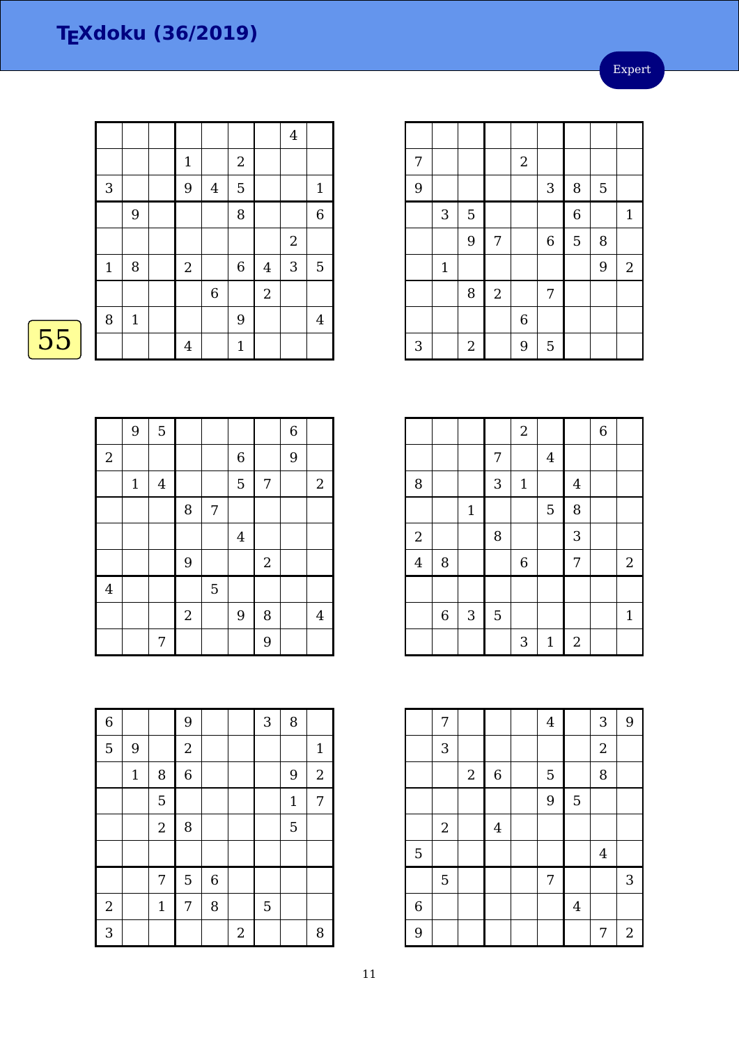# TEXdoku (36/2019)

Expert

55

|   |   |   |   |   |   |   |   |   |
|---|---|---|---|---|---|---|---|---|
|   |   |   |   |   |   |   | 4 |   |
|   |   |   | 1 |   | 2 |   |   |   |
| 3 |   |   | 9 | 4 | 5 |   |   | 1 |
|   | 9 |   |   |   | 8 |   |   | 6 |
|   |   |   |   |   |   |   | 2 |   |
| 1 | 8 |   | 2 |   | 6 | 4 | 3 | 5 |
|   |   |   |   | 6 |   | 2 |   |   |
| 8 | 1 |   |   |   | 9 |   |   | 4 |
|   |   |   | 4 |   | 1 |   |   |   |

|   |   |   |   |   |   |   |   |   |
|---|---|---|---|---|---|---|---|---|
|   |   |   |   |   |   |   |   |   |
| 7 |   |   |   | 2 |   |   |   |   |
| 9 |   |   |   |   | 3 | 8 | 5 |   |
|   | 3 | 5 |   |   |   | 6 |   | 1 |
|   |   | 9 | 7 |   | 6 | 5 | 8 |   |
|   | 1 |   |   |   |   |   | 9 | 2 |
|   |   | 8 | 2 |   | 7 |   |   |   |
|   |   |   |   | 6 |   |   |   |   |
| 3 |   | 2 |   | 9 | 5 |   |   |   |

|   |   |   |   |   |   |   |   |   |
|---|---|---|---|---|---|---|---|---|
|   | 9 | 5 |   |   |   |   | 6 |   |
| 2 |   |   |   |   | 6 |   | 9 |   |
|   | 1 | 4 |   |   | 5 | 7 |   | 2 |
|   |   |   | 8 | 7 |   |   |   |   |
|   |   |   |   |   | 4 |   |   |   |
|   |   |   | 9 |   |   | 2 |   |   |
| 4 |   |   |   | 5 |   |   |   |   |
|   |   |   | 2 |   | 9 | 8 |   | 4 |
|   |   | 7 |   |   |   | 9 |   |   |

|   |   |   |   |   |   |   |   |   |
|---|---|---|---|---|---|---|---|---|
|   |   |   |   | 2 |   |   | 6 |   |
|   |   |   | 7 |   | 4 |   |   |   |
| 8 |   |   | 3 | 1 |   | 4 |   |   |
|   |   | 1 |   |   | 5 | 8 |   |   |
| 2 |   |   | 8 |   |   | 3 |   |   |
| 4 | 8 |   |   | 6 |   | 7 |   | 2 |
|   |   |   |   |   |   |   |   |   |
|   | 6 | 3 | 5 |   |   |   |   | 1 |
|   |   |   |   | 3 | 1 | 2 |   |   |

|   |   |   |   |   |   |   |   |   |
|---|---|---|---|---|---|---|---|---|
| 6 |   |   | 9 |   |   | 3 | 8 |   |
| 5 | 9 |   | 2 |   |   |   |   | 1 |
|   | 1 | 8 | 6 |   |   |   | 9 | 2 |
|   |   | 5 |   |   |   |   | 1 | 7 |
|   |   | 2 | 8 |   |   |   | 5 |   |
|   |   |   |   |   |   |   |   |   |
|   |   | 7 | 5 | 6 |   |   |   |   |
| 2 |   | 1 | 7 | 8 |   | 5 |   |   |
| 3 |   |   |   |   | 2 |   |   | 8 |

|   |   |   |   |   |   |   |   |   |
|---|---|---|---|---|---|---|---|---|
|   | 7 |   |   |   | 4 |   | 3 | 9 |
|   | 3 |   |   |   |   |   | 2 |   |
|   |   | 2 | 6 |   | 5 |   | 8 |   |
|   |   |   |   |   | 9 | 5 |   |   |
|   | 2 |   | 4 |   |   |   |   |   |
| 5 |   |   |   |   |   |   | 4 |   |
|   | 5 |   |   |   | 7 |   |   | 3 |
| 6 |   |   |   |   |   | 4 |   |   |
| 9 |   |   |   |   |   |   | 7 | 2 |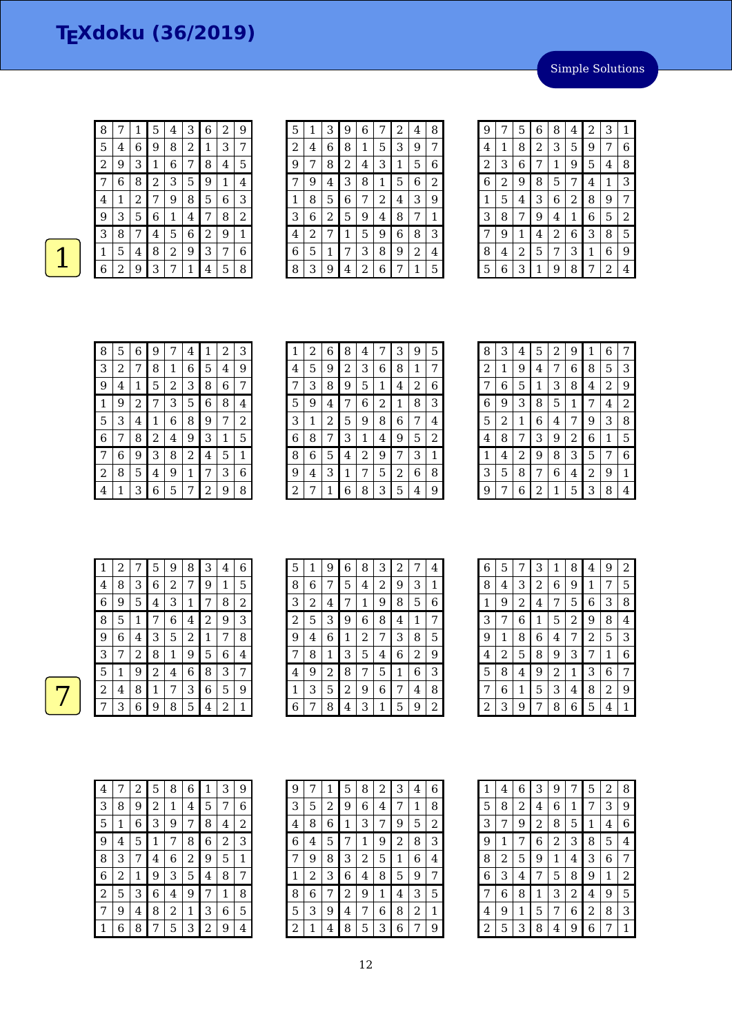# TEXdoku (36/2019)

Simple Solutions

1

| | | | | | | | | |
|---|---|---|---|---|---|---|---|---|
| 8 | 7 | 1 | 5 | 4 | 3 | 6 | 2 | 9 |
| 5 | 4 | 6 | 9 | 8 | 2 | 1 | 3 | 7 |
| 2 | 9 | 3 | 1 | 6 | 7 | 8 | 4 | 5 |
| 7 | 6 | 8 | 2 | 3 | 5 | 9 | 1 | 4 |
| 4 | 1 | 2 | 7 | 9 | 8 | 5 | 6 | 3 |
| 9 | 3 | 5 | 6 | 1 | 4 | 7 | 8 | 2 |
| 3 | 8 | 7 | 4 | 5 | 6 | 2 | 9 | 1 |
| 1 | 5 | 4 | 8 | 2 | 9 | 3 | 7 | 6 |
| 6 | 2 | 9 | 3 | 7 | 1 | 4 | 5 | 8 |

| | | | | | | | | |
|---|---|---|---|---|---|---|---|---|
| 5 | 1 | 3 | 9 | 6 | 7 | 2 | 4 | 8 |
| 2 | 4 | 6 | 8 | 1 | 5 | 3 | 9 | 7 |
| 9 | 7 | 8 | 2 | 4 | 3 | 1 | 5 | 6 |
| 7 | 9 | 4 | 3 | 8 | 1 | 5 | 6 | 2 |
| 1 | 8 | 5 | 6 | 7 | 2 | 4 | 3 | 9 |
| 3 | 6 | 2 | 5 | 9 | 4 | 8 | 7 | 1 |
| 4 | 2 | 7 | 1 | 5 | 9 | 6 | 8 | 3 |
| 6 | 5 | 1 | 7 | 3 | 8 | 9 | 2 | 4 |
| 8 | 3 | 9 | 4 | 2 | 6 | 7 | 1 | 5 |

| | | | | | | | | |
|---|---|---|---|---|---|---|---|---|
| 9 | 7 | 5 | 6 | 8 | 4 | 2 | 3 | 1 |
| 4 | 1 | 8 | 2 | 3 | 5 | 9 | 7 | 6 |
| 2 | 3 | 6 | 7 | 1 | 9 | 5 | 4 | 8 |
| 6 | 2 | 9 | 8 | 5 | 7 | 4 | 1 | 3 |
| 1 | 5 | 4 | 3 | 6 | 2 | 8 | 9 | 7 |
| 3 | 8 | 7 | 9 | 4 | 1 | 6 | 5 | 2 |
| 7 | 9 | 1 | 4 | 2 | 6 | 3 | 8 | 5 |
| 8 | 4 | 2 | 5 | 7 | 3 | 1 | 6 | 9 |
| 5 | 6 | 3 | 1 | 9 | 8 | 7 | 2 | 4 |

| | | | | | | | | |
|---|---|---|---|---|---|---|---|---|
| 8 | 5 | 6 | 9 | 7 | 4 | 1 | 2 | 3 |
| 3 | 2 | 7 | 8 | 1 | 6 | 5 | 4 | 9 |
| 9 | 4 | 1 | 5 | 2 | 3 | 8 | 6 | 7 |
| 1 | 9 | 2 | 7 | 3 | 5 | 6 | 8 | 4 |
| 5 | 3 | 4 | 1 | 6 | 8 | 9 | 7 | 2 |
| 6 | 7 | 8 | 2 | 4 | 9 | 3 | 1 | 5 |
| 7 | 6 | 9 | 3 | 8 | 2 | 4 | 5 | 1 |
| 2 | 8 | 5 | 4 | 9 | 1 | 7 | 3 | 6 |
| 4 | 1 | 3 | 6 | 5 | 7 | 2 | 9 | 8 |

| | | | | | | | | |
|---|---|---|---|---|---|---|---|---|
| 1 | 2 | 6 | 8 | 4 | 7 | 3 | 9 | 5 |
| 4 | 5 | 9 | 2 | 3 | 6 | 8 | 1 | 7 |
| 7 | 3 | 8 | 9 | 5 | 1 | 4 | 2 | 6 |
| 5 | 9 | 4 | 7 | 6 | 2 | 1 | 8 | 3 |
| 3 | 1 | 2 | 5 | 9 | 8 | 6 | 7 | 4 |
| 6 | 8 | 7 | 3 | 1 | 4 | 9 | 5 | 2 |
| 8 | 6 | 5 | 4 | 2 | 9 | 7 | 3 | 1 |
| 9 | 4 | 3 | 1 | 7 | 5 | 2 | 6 | 8 |
| 2 | 7 | 1 | 6 | 8 | 3 | 5 | 4 | 9 |

| | | | | | | | | |
|---|---|---|---|---|---|---|---|---|
| 8 | 3 | 4 | 5 | 2 | 9 | 1 | 6 | 7 |
| 2 | 1 | 9 | 4 | 7 | 6 | 8 | 5 | 3 |
| 7 | 6 | 5 | 1 | 3 | 8 | 4 | 2 | 9 |
| 6 | 9 | 3 | 8 | 5 | 1 | 7 | 4 | 2 |
| 5 | 2 | 1 | 6 | 4 | 7 | 9 | 3 | 8 |
| 4 | 8 | 7 | 3 | 9 | 2 | 6 | 1 | 5 |
| 1 | 4 | 2 | 9 | 8 | 3 | 5 | 7 | 6 |
| 3 | 5 | 8 | 7 | 6 | 4 | 2 | 9 | 1 |
| 9 | 7 | 6 | 2 | 1 | 5 | 3 | 8 | 4 |

7

| | | | | | | | | |
|---|---|---|---|---|---|---|---|---|
| 1 | 2 | 7 | 5 | 9 | 8 | 3 | 4 | 6 |
| 4 | 8 | 3 | 6 | 2 | 7 | 9 | 1 | 5 |
| 6 | 9 | 5 | 4 | 3 | 1 | 7 | 8 | 2 |
| 8 | 5 | 1 | 7 | 6 | 4 | 2 | 9 | 3 |
| 9 | 6 | 4 | 3 | 5 | 2 | 1 | 7 | 8 |
| 3 | 7 | 2 | 8 | 1 | 9 | 5 | 6 | 4 |
| 5 | 1 | 9 | 2 | 4 | 6 | 8 | 3 | 7 |
| 2 | 4 | 8 | 1 | 7 | 3 | 6 | 5 | 9 |
| 7 | 3 | 6 | 9 | 8 | 5 | 4 | 2 | 1 |

| | | | | | | | | |
|---|---|---|---|---|---|---|---|---|
| 5 | 1 | 9 | 6 | 8 | 3 | 2 | 7 | 4 |
| 8 | 6 | 7 | 5 | 4 | 2 | 9 | 3 | 1 |
| 3 | 2 | 4 | 7 | 1 | 9 | 8 | 5 | 6 |
| 2 | 5 | 3 | 9 | 6 | 8 | 4 | 1 | 7 |
| 9 | 4 | 6 | 1 | 2 | 7 | 3 | 8 | 5 |
| 7 | 8 | 1 | 3 | 5 | 4 | 6 | 2 | 9 |
| 4 | 9 | 2 | 8 | 7 | 5 | 1 | 6 | 3 |
| 1 | 3 | 5 | 2 | 9 | 6 | 7 | 4 | 8 |
| 6 | 7 | 8 | 4 | 3 | 1 | 5 | 9 | 2 |

| | | | | | | | | |
|---|---|---|---|---|---|---|---|---|
| 6 | 5 | 7 | 3 | 1 | 8 | 4 | 9 | 2 |
| 8 | 4 | 3 | 2 | 6 | 9 | 1 | 7 | 5 |
| 1 | 9 | 2 | 4 | 7 | 5 | 6 | 3 | 8 |
| 3 | 7 | 6 | 1 | 5 | 2 | 9 | 8 | 4 |
| 9 | 1 | 8 | 6 | 4 | 7 | 2 | 5 | 3 |
| 4 | 2 | 5 | 8 | 9 | 3 | 7 | 1 | 6 |
| 5 | 8 | 4 | 9 | 2 | 1 | 3 | 6 | 7 |
| 7 | 6 | 1 | 5 | 3 | 4 | 8 | 2 | 9 |
| 2 | 3 | 9 | 7 | 8 | 6 | 5 | 4 | 1 |

| | | | | | | | | |
|---|---|---|---|---|---|---|---|---|
| 4 | 7 | 2 | 5 | 8 | 6 | 1 | 3 | 9 |
| 3 | 8 | 9 | 2 | 1 | 4 | 5 | 7 | 6 |
| 5 | 1 | 6 | 3 | 9 | 7 | 8 | 4 | 2 |
| 9 | 4 | 5 | 1 | 7 | 8 | 6 | 2 | 3 |
| 8 | 3 | 7 | 4 | 6 | 2 | 9 | 5 | 1 |
| 6 | 2 | 1 | 9 | 3 | 5 | 4 | 8 | 7 |
| 2 | 5 | 3 | 6 | 4 | 9 | 7 | 1 | 8 |
| 7 | 9 | 4 | 8 | 2 | 1 | 3 | 6 | 5 |
| 1 | 6 | 8 | 7 | 5 | 3 | 2 | 9 | 4 |

| | | | | | | | | |
|---|---|---|---|---|---|---|---|---|
| 9 | 7 | 1 | 5 | 8 | 2 | 3 | 4 | 6 |
| 3 | 5 | 2 | 9 | 6 | 4 | 7 | 1 | 8 |
| 4 | 8 | 6 | 1 | 3 | 7 | 9 | 5 | 2 |
| 6 | 4 | 5 | 7 | 1 | 9 | 2 | 8 | 3 |
| 7 | 9 | 8 | 3 | 2 | 5 | 1 | 6 | 4 |
| 1 | 2 | 3 | 6 | 4 | 8 | 5 | 9 | 7 |
| 8 | 6 | 7 | 2 | 9 | 1 | 4 | 3 | 5 |
| 5 | 3 | 9 | 4 | 7 | 6 | 8 | 2 | 1 |
| 2 | 1 | 4 | 8 | 5 | 3 | 6 | 7 | 9 |

| | | | | | | | | |
|---|---|---|---|---|---|---|---|---|
| 1 | 4 | 6 | 3 | 9 | 7 | 5 | 2 | 8 |
| 5 | 8 | 2 | 4 | 6 | 1 | 7 | 3 | 9 |
| 3 | 7 | 9 | 2 | 8 | 5 | 1 | 4 | 6 |
| 9 | 1 | 7 | 6 | 2 | 3 | 8 | 5 | 4 |
| 8 | 2 | 5 | 9 | 1 | 4 | 3 | 6 | 7 |
| 6 | 3 | 4 | 7 | 5 | 8 | 9 | 1 | 2 |
| 7 | 6 | 8 | 1 | 3 | 2 | 4 | 9 | 5 |
| 4 | 9 | 1 | 5 | 7 | 6 | 2 | 8 | 3 |
| 2 | 5 | 3 | 8 | 4 | 9 | 6 | 7 | 1 |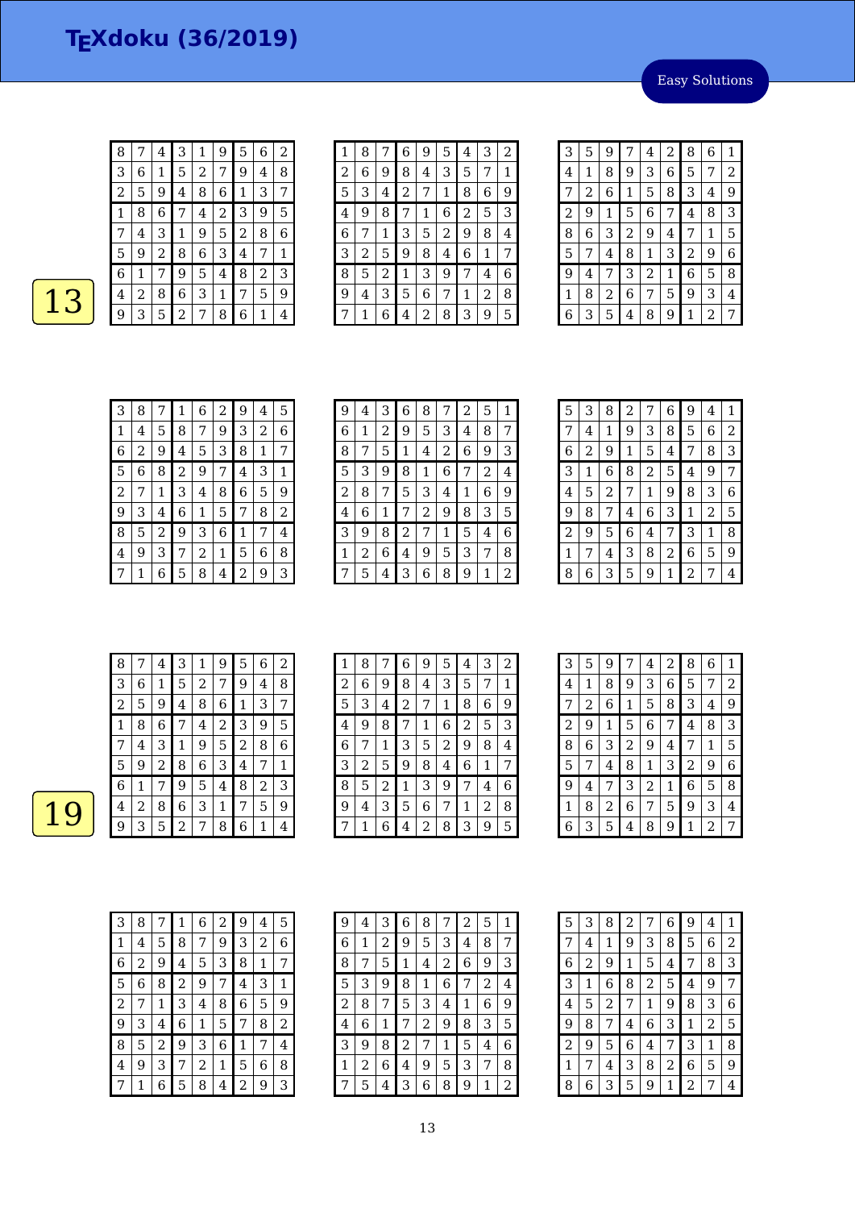# TEXdoku (36/2019)

Easy Solutions

**13**

| | | | | | | | | |
|---|---|---|---|---|---|---|---|---|
| 8 | 7 | 4 | 3 | 1 | 9 | 5 | 6 | 2 |
| 3 | 6 | 1 | 5 | 2 | 7 | 9 | 4 | 8 |
| 2 | 5 | 9 | 4 | 8 | 6 | 1 | 3 | 7 |
| 1 | 8 | 6 | 7 | 4 | 2 | 3 | 9 | 5 |
| 7 | 4 | 3 | 1 | 9 | 5 | 2 | 8 | 6 |
| 5 | 9 | 2 | 8 | 6 | 3 | 4 | 7 | 1 |
| 6 | 1 | 7 | 9 | 5 | 4 | 8 | 2 | 3 |
| 4 | 2 | 8 | 6 | 3 | 1 | 7 | 5 | 9 |
| 9 | 3 | 5 | 2 | 7 | 8 | 6 | 1 | 4 |

| | | | | | | | | |
|---|---|---|---|---|---|---|---|---|
| 1 | 8 | 7 | 6 | 9 | 5 | 4 | 3 | 2 |
| 2 | 6 | 9 | 8 | 4 | 3 | 5 | 7 | 1 |
| 5 | 3 | 4 | 2 | 7 | 1 | 8 | 6 | 9 |
| 4 | 9 | 8 | 7 | 1 | 6 | 2 | 5 | 3 |
| 6 | 7 | 1 | 3 | 5 | 2 | 9 | 8 | 4 |
| 3 | 2 | 5 | 9 | 8 | 4 | 6 | 1 | 7 |
| 8 | 5 | 2 | 1 | 3 | 9 | 7 | 4 | 6 |
| 9 | 4 | 3 | 5 | 6 | 7 | 1 | 2 | 8 |
| 7 | 1 | 6 | 4 | 2 | 8 | 3 | 9 | 5 |

| | | | | | | | | |
|---|---|---|---|---|---|---|---|---|
| 3 | 5 | 9 | 7 | 4 | 2 | 8 | 6 | 1 |
| 4 | 1 | 8 | 9 | 3 | 6 | 5 | 7 | 2 |
| 7 | 2 | 6 | 1 | 5 | 8 | 3 | 4 | 9 |
| 2 | 9 | 1 | 5 | 6 | 7 | 4 | 8 | 3 |
| 8 | 6 | 3 | 2 | 9 | 4 | 7 | 1 | 5 |
| 5 | 7 | 4 | 8 | 1 | 3 | 2 | 9 | 6 |
| 9 | 4 | 7 | 3 | 2 | 1 | 6 | 5 | 8 |
| 1 | 8 | 2 | 6 | 7 | 5 | 9 | 3 | 4 |
| 6 | 3 | 5 | 4 | 8 | 9 | 1 | 2 | 7 |

| | | | | | | | | |
|---|---|---|---|---|---|---|---|---|
| 3 | 8 | 7 | 1 | 6 | 2 | 9 | 4 | 5 |
| 1 | 4 | 5 | 8 | 7 | 9 | 3 | 2 | 6 |
| 6 | 2 | 9 | 4 | 5 | 3 | 8 | 1 | 7 |
| 5 | 6 | 8 | 2 | 9 | 7 | 4 | 3 | 1 |
| 2 | 7 | 1 | 3 | 4 | 8 | 6 | 5 | 9 |
| 9 | 3 | 4 | 6 | 1 | 5 | 7 | 8 | 2 |
| 8 | 5 | 2 | 9 | 3 | 6 | 1 | 7 | 4 |
| 4 | 9 | 3 | 7 | 2 | 1 | 5 | 6 | 8 |
| 7 | 1 | 6 | 5 | 8 | 4 | 2 | 9 | 3 |

| | | | | | | | | |
|---|---|---|---|---|---|---|---|---|
| 9 | 4 | 3 | 6 | 8 | 7 | 2 | 5 | 1 |
| 6 | 1 | 2 | 9 | 5 | 3 | 4 | 8 | 7 |
| 8 | 7 | 5 | 1 | 4 | 2 | 6 | 9 | 3 |
| 5 | 3 | 9 | 8 | 1 | 6 | 7 | 2 | 4 |
| 2 | 8 | 7 | 5 | 3 | 4 | 1 | 6 | 9 |
| 4 | 6 | 1 | 7 | 2 | 9 | 8 | 3 | 5 |
| 3 | 9 | 8 | 2 | 7 | 1 | 5 | 4 | 6 |
| 1 | 2 | 6 | 4 | 9 | 5 | 3 | 7 | 8 |
| 7 | 5 | 4 | 3 | 6 | 8 | 9 | 1 | 2 |

| | | | | | | | | |
|---|---|---|---|---|---|---|---|---|
| 5 | 3 | 8 | 2 | 7 | 6 | 9 | 4 | 1 |
| 7 | 4 | 1 | 9 | 3 | 8 | 5 | 6 | 2 |
| 6 | 2 | 9 | 1 | 5 | 4 | 7 | 8 | 3 |
| 3 | 1 | 6 | 8 | 2 | 5 | 4 | 9 | 7 |
| 4 | 5 | 2 | 7 | 1 | 9 | 8 | 3 | 6 |
| 9 | 8 | 7 | 4 | 6 | 3 | 1 | 2 | 5 |
| 2 | 9 | 5 | 6 | 4 | 7 | 3 | 1 | 8 |
| 1 | 7 | 4 | 3 | 8 | 2 | 6 | 5 | 9 |
| 8 | 6 | 3 | 5 | 9 | 1 | 2 | 7 | 4 |

**19**

| | | | | | | | | |
|---|---|---|---|---|---|---|---|---|
| 8 | 7 | 4 | 3 | 1 | 9 | 5 | 6 | 2 |
| 3 | 6 | 1 | 5 | 2 | 7 | 9 | 4 | 8 |
| 2 | 5 | 9 | 4 | 8 | 6 | 1 | 3 | 7 |
| 1 | 8 | 6 | 7 | 4 | 2 | 3 | 9 | 5 |
| 7 | 4 | 3 | 1 | 9 | 5 | 2 | 8 | 6 |
| 5 | 9 | 2 | 8 | 6 | 3 | 4 | 7 | 1 |
| 6 | 1 | 7 | 9 | 5 | 4 | 8 | 2 | 3 |
| 4 | 2 | 8 | 6 | 3 | 1 | 7 | 5 | 9 |
| 9 | 3 | 5 | 2 | 7 | 8 | 6 | 1 | 4 |

| | | | | | | | | |
|---|---|---|---|---|---|---|---|---|
| 1 | 8 | 7 | 6 | 9 | 5 | 4 | 3 | 2 |
| 2 | 6 | 9 | 8 | 4 | 3 | 5 | 7 | 1 |
| 5 | 3 | 4 | 2 | 7 | 1 | 8 | 6 | 9 |
| 4 | 9 | 8 | 7 | 1 | 6 | 2 | 5 | 3 |
| 6 | 7 | 1 | 3 | 5 | 2 | 9 | 8 | 4 |
| 3 | 2 | 5 | 9 | 8 | 4 | 6 | 1 | 7 |
| 8 | 5 | 2 | 1 | 3 | 9 | 7 | 4 | 6 |
| 9 | 4 | 3 | 5 | 6 | 7 | 1 | 2 | 8 |
| 7 | 1 | 6 | 4 | 2 | 8 | 3 | 9 | 5 |

| | | | | | | | | |
|---|---|---|---|---|---|---|---|---|
| 3 | 5 | 9 | 7 | 4 | 2 | 8 | 6 | 1 |
| 4 | 1 | 8 | 9 | 3 | 6 | 5 | 7 | 2 |
| 7 | 2 | 6 | 1 | 5 | 8 | 3 | 4 | 9 |
| 2 | 9 | 1 | 5 | 6 | 7 | 4 | 8 | 3 |
| 8 | 6 | 3 | 2 | 9 | 4 | 7 | 1 | 5 |
| 5 | 7 | 4 | 8 | 1 | 3 | 2 | 9 | 6 |
| 9 | 4 | 7 | 3 | 2 | 1 | 6 | 5 | 8 |
| 1 | 8 | 2 | 6 | 7 | 5 | 9 | 3 | 4 |
| 6 | 3 | 5 | 4 | 8 | 9 | 1 | 2 | 7 |

| | | | | | | | | |
|---|---|---|---|---|---|---|---|---|
| 3 | 8 | 7 | 1 | 6 | 2 | 9 | 4 | 5 |
| 1 | 4 | 5 | 8 | 7 | 9 | 3 | 2 | 6 |
| 6 | 2 | 9 | 4 | 5 | 3 | 8 | 1 | 7 |
| 5 | 6 | 8 | 2 | 9 | 7 | 4 | 3 | 1 |
| 2 | 7 | 1 | 3 | 4 | 8 | 6 | 5 | 9 |
| 9 | 3 | 4 | 6 | 1 | 5 | 7 | 8 | 2 |
| 8 | 5 | 2 | 9 | 3 | 6 | 1 | 7 | 4 |
| 4 | 9 | 3 | 7 | 2 | 1 | 5 | 6 | 8 |
| 7 | 1 | 6 | 5 | 8 | 4 | 2 | 9 | 3 |

| | | | | | | | | |
|---|---|---|---|---|---|---|---|---|
| 9 | 4 | 3 | 6 | 8 | 7 | 2 | 5 | 1 |
| 6 | 1 | 2 | 9 | 5 | 3 | 4 | 8 | 7 |
| 8 | 7 | 5 | 1 | 4 | 2 | 6 | 9 | 3 |
| 5 | 3 | 9 | 8 | 1 | 6 | 7 | 2 | 4 |
| 2 | 8 | 7 | 5 | 3 | 4 | 1 | 6 | 9 |
| 4 | 6 | 1 | 7 | 2 | 9 | 8 | 3 | 5 |
| 3 | 9 | 8 | 2 | 7 | 1 | 5 | 4 | 6 |
| 1 | 2 | 6 | 4 | 9 | 5 | 3 | 7 | 8 |
| 7 | 5 | 4 | 3 | 6 | 8 | 9 | 1 | 2 |

| | | | | | | | | |
|---|---|---|---|---|---|---|---|---|
| 5 | 3 | 8 | 2 | 7 | 6 | 9 | 4 | 1 |
| 7 | 4 | 1 | 9 | 3 | 8 | 5 | 6 | 2 |
| 6 | 2 | 9 | 1 | 5 | 4 | 7 | 8 | 3 |
| 3 | 1 | 6 | 8 | 2 | 5 | 4 | 9 | 7 |
| 4 | 5 | 2 | 7 | 1 | 9 | 8 | 3 | 6 |
| 9 | 8 | 7 | 4 | 6 | 3 | 1 | 2 | 5 |
| 2 | 9 | 5 | 6 | 4 | 7 | 3 | 1 | 8 |
| 1 | 7 | 4 | 3 | 8 | 2 | 6 | 5 | 9 |
| 8 | 6 | 3 | 5 | 9 | 1 | 2 | 7 | 4 |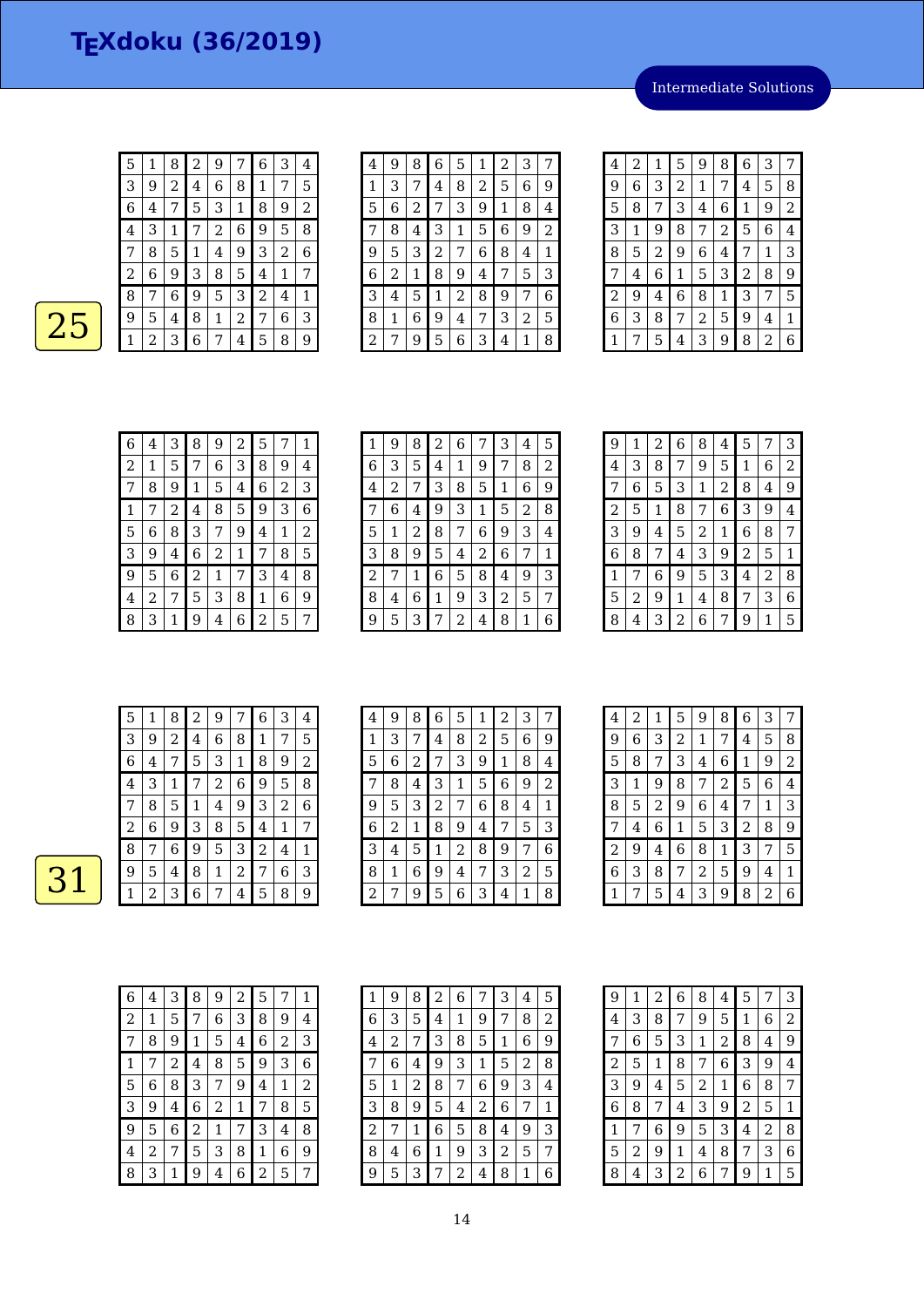# TEXdoku (36/2019)

Intermediate Solutions

**25**

| | | | | | | | | |
|---|---|---|---|---|---|---|---|---|
| 5 | 1 | 8 | 2 | 9 | 7 | 6 | 3 | 4 |
| 3 | 9 | 2 | 4 | 6 | 8 | 1 | 7 | 5 |
| 6 | 4 | 7 | 5 | 3 | 1 | 8 | 9 | 2 |
| 4 | 3 | 1 | 7 | 2 | 6 | 9 | 5 | 8 |
| 7 | 8 | 5 | 1 | 4 | 9 | 3 | 2 | 6 |
| 2 | 6 | 9 | 3 | 8 | 5 | 4 | 1 | 7 |
| 8 | 7 | 6 | 9 | 5 | 3 | 2 | 4 | 1 |
| 9 | 5 | 4 | 8 | 1 | 2 | 7 | 6 | 3 |
| 1 | 2 | 3 | 6 | 7 | 4 | 5 | 8 | 9 |

| | | | | | | | | |
|---|---|---|---|---|---|---|---|---|
| 4 | 9 | 8 | 6 | 5 | 1 | 2 | 3 | 7 |
| 1 | 3 | 7 | 4 | 8 | 2 | 5 | 6 | 9 |
| 5 | 6 | 2 | 7 | 3 | 9 | 1 | 8 | 4 |
| 7 | 8 | 4 | 3 | 1 | 5 | 6 | 9 | 2 |
| 9 | 5 | 3 | 2 | 7 | 6 | 8 | 4 | 1 |
| 6 | 2 | 1 | 8 | 9 | 4 | 7 | 5 | 3 |
| 3 | 4 | 5 | 1 | 2 | 8 | 9 | 7 | 6 |
| 8 | 1 | 6 | 9 | 4 | 7 | 3 | 2 | 5 |
| 2 | 7 | 9 | 5 | 6 | 3 | 4 | 1 | 8 |

| | | | | | | | | |
|---|---|---|---|---|---|---|---|---|
| 4 | 2 | 1 | 5 | 9 | 8 | 6 | 3 | 7 |
| 9 | 6 | 3 | 2 | 1 | 7 | 4 | 5 | 8 |
| 5 | 8 | 7 | 3 | 4 | 6 | 1 | 9 | 2 |
| 3 | 1 | 9 | 8 | 7 | 2 | 5 | 6 | 4 |
| 8 | 5 | 2 | 9 | 6 | 4 | 7 | 1 | 3 |
| 7 | 4 | 6 | 1 | 5 | 3 | 2 | 8 | 9 |
| 2 | 9 | 4 | 6 | 8 | 1 | 3 | 7 | 5 |
| 6 | 3 | 8 | 7 | 2 | 5 | 9 | 4 | 1 |
| 1 | 7 | 5 | 4 | 3 | 9 | 8 | 2 | 6 |

| | | | | | | | | |
|---|---|---|---|---|---|---|---|---|
| 6 | 4 | 3 | 8 | 9 | 2 | 5 | 7 | 1 |
| 2 | 1 | 5 | 7 | 6 | 3 | 8 | 9 | 4 |
| 7 | 8 | 9 | 1 | 5 | 4 | 6 | 2 | 3 |
| 1 | 7 | 2 | 4 | 8 | 5 | 9 | 3 | 6 |
| 5 | 6 | 8 | 3 | 7 | 9 | 4 | 1 | 2 |
| 3 | 9 | 4 | 6 | 2 | 1 | 7 | 8 | 5 |
| 9 | 5 | 6 | 2 | 1 | 7 | 3 | 4 | 8 |
| 4 | 2 | 7 | 5 | 3 | 8 | 1 | 6 | 9 |
| 8 | 3 | 1 | 9 | 4 | 6 | 2 | 5 | 7 |

| | | | | | | | | |
|---|---|---|---|---|---|---|---|---|
| 1 | 9 | 8 | 2 | 6 | 7 | 3 | 4 | 5 |
| 6 | 3 | 5 | 4 | 1 | 9 | 7 | 8 | 2 |
| 4 | 2 | 7 | 3 | 8 | 5 | 1 | 6 | 9 |
| 7 | 6 | 4 | 9 | 3 | 1 | 5 | 2 | 8 |
| 5 | 1 | 2 | 8 | 7 | 6 | 9 | 3 | 4 |
| 3 | 8 | 9 | 5 | 4 | 2 | 6 | 7 | 1 |
| 2 | 7 | 1 | 6 | 5 | 8 | 4 | 9 | 3 |
| 8 | 4 | 6 | 1 | 9 | 3 | 2 | 5 | 7 |
| 9 | 5 | 3 | 7 | 2 | 4 | 8 | 1 | 6 |

| | | | | | | | | |
|---|---|---|---|---|---|---|---|---|
| 9 | 1 | 2 | 6 | 8 | 4 | 5 | 7 | 3 |
| 4 | 3 | 8 | 7 | 9 | 5 | 1 | 6 | 2 |
| 7 | 6 | 5 | 3 | 1 | 2 | 8 | 4 | 9 |
| 2 | 5 | 1 | 8 | 7 | 6 | 3 | 9 | 4 |
| 3 | 9 | 4 | 5 | 2 | 1 | 6 | 8 | 7 |
| 6 | 8 | 7 | 4 | 3 | 9 | 2 | 5 | 1 |
| 1 | 7 | 6 | 9 | 5 | 3 | 4 | 2 | 8 |
| 5 | 2 | 9 | 1 | 4 | 8 | 7 | 3 | 6 |
| 8 | 4 | 3 | 2 | 6 | 7 | 9 | 1 | 5 |

**31**

| | | | | | | | | |
|---|---|---|---|---|---|---|---|---|
| 5 | 1 | 8 | 2 | 9 | 7 | 6 | 3 | 4 |
| 3 | 9 | 2 | 4 | 6 | 8 | 1 | 7 | 5 |
| 6 | 4 | 7 | 5 | 3 | 1 | 8 | 9 | 2 |
| 4 | 3 | 1 | 7 | 2 | 6 | 9 | 5 | 8 |
| 7 | 8 | 5 | 1 | 4 | 9 | 3 | 2 | 6 |
| 2 | 6 | 9 | 3 | 8 | 5 | 4 | 1 | 7 |
| 8 | 7 | 6 | 9 | 5 | 3 | 2 | 4 | 1 |
| 9 | 5 | 4 | 8 | 1 | 2 | 7 | 6 | 3 |
| 1 | 2 | 3 | 6 | 7 | 4 | 5 | 8 | 9 |

| | | | | | | | | |
|---|---|---|---|---|---|---|---|---|
| 4 | 9 | 8 | 6 | 5 | 1 | 2 | 3 | 7 |
| 1 | 3 | 7 | 4 | 8 | 2 | 5 | 6 | 9 |
| 5 | 6 | 2 | 7 | 3 | 9 | 1 | 8 | 4 |
| 7 | 8 | 4 | 3 | 1 | 5 | 6 | 9 | 2 |
| 9 | 5 | 3 | 2 | 7 | 6 | 8 | 4 | 1 |
| 6 | 2 | 1 | 8 | 9 | 4 | 7 | 5 | 3 |
| 3 | 4 | 5 | 1 | 2 | 8 | 9 | 7 | 6 |
| 8 | 1 | 6 | 9 | 4 | 7 | 3 | 2 | 5 |
| 2 | 7 | 9 | 5 | 6 | 3 | 4 | 1 | 8 |

| | | | | | | | | |
|---|---|---|---|---|---|---|---|---|
| 4 | 2 | 1 | 5 | 9 | 8 | 6 | 3 | 7 |
| 9 | 6 | 3 | 2 | 1 | 7 | 4 | 5 | 8 |
| 5 | 8 | 7 | 3 | 4 | 6 | 1 | 9 | 2 |
| 3 | 1 | 9 | 8 | 7 | 2 | 5 | 6 | 4 |
| 8 | 5 | 2 | 9 | 6 | 4 | 7 | 1 | 3 |
| 7 | 4 | 6 | 1 | 5 | 3 | 2 | 8 | 9 |
| 2 | 9 | 4 | 6 | 8 | 1 | 3 | 7 | 5 |
| 6 | 3 | 8 | 7 | 2 | 5 | 9 | 4 | 1 |
| 1 | 7 | 5 | 4 | 3 | 9 | 8 | 2 | 6 |

| | | | | | | | | |
|---|---|---|---|---|---|---|---|---|
| 6 | 4 | 3 | 8 | 9 | 2 | 5 | 7 | 1 |
| 2 | 1 | 5 | 7 | 6 | 3 | 8 | 9 | 4 |
| 7 | 8 | 9 | 1 | 5 | 4 | 6 | 2 | 3 |
| 1 | 7 | 2 | 4 | 8 | 5 | 9 | 3 | 6 |
| 5 | 6 | 8 | 3 | 7 | 9 | 4 | 1 | 2 |
| 3 | 9 | 4 | 6 | 2 | 1 | 7 | 8 | 5 |
| 9 | 5 | 6 | 2 | 1 | 7 | 3 | 4 | 8 |
| 4 | 2 | 7 | 5 | 3 | 8 | 1 | 6 | 9 |
| 8 | 3 | 1 | 9 | 4 | 6 | 2 | 5 | 7 |

| | | | | | | | | |
|---|---|---|---|---|---|---|---|---|
| 1 | 9 | 8 | 2 | 6 | 7 | 3 | 4 | 5 |
| 6 | 3 | 5 | 4 | 1 | 9 | 7 | 8 | 2 |
| 4 | 2 | 7 | 3 | 8 | 5 | 1 | 6 | 9 |
| 7 | 6 | 4 | 9 | 3 | 1 | 5 | 2 | 8 |
| 5 | 1 | 2 | 8 | 7 | 6 | 9 | 3 | 4 |
| 3 | 8 | 9 | 5 | 4 | 2 | 6 | 7 | 1 |
| 2 | 7 | 1 | 6 | 5 | 8 | 4 | 9 | 3 |
| 8 | 4 | 6 | 1 | 9 | 3 | 2 | 5 | 7 |
| 9 | 5 | 3 | 7 | 2 | 4 | 8 | 1 | 6 |

| | | | | | | | | |
|---|---|---|---|---|---|---|---|---|
| 9 | 1 | 2 | 6 | 8 | 4 | 5 | 7 | 3 |
| 4 | 3 | 8 | 7 | 9 | 5 | 1 | 6 | 2 |
| 7 | 6 | 5 | 3 | 1 | 2 | 8 | 4 | 9 |
| 2 | 5 | 1 | 8 | 7 | 6 | 3 | 9 | 4 |
| 3 | 9 | 4 | 5 | 2 | 1 | 6 | 8 | 7 |
| 6 | 8 | 7 | 4 | 3 | 9 | 2 | 5 | 1 |
| 1 | 7 | 6 | 9 | 5 | 3 | 4 | 2 | 8 |
| 5 | 2 | 9 | 1 | 4 | 8 | 7 | 3 | 6 |
| 8 | 4 | 3 | 2 | 6 | 7 | 9 | 1 | 5 |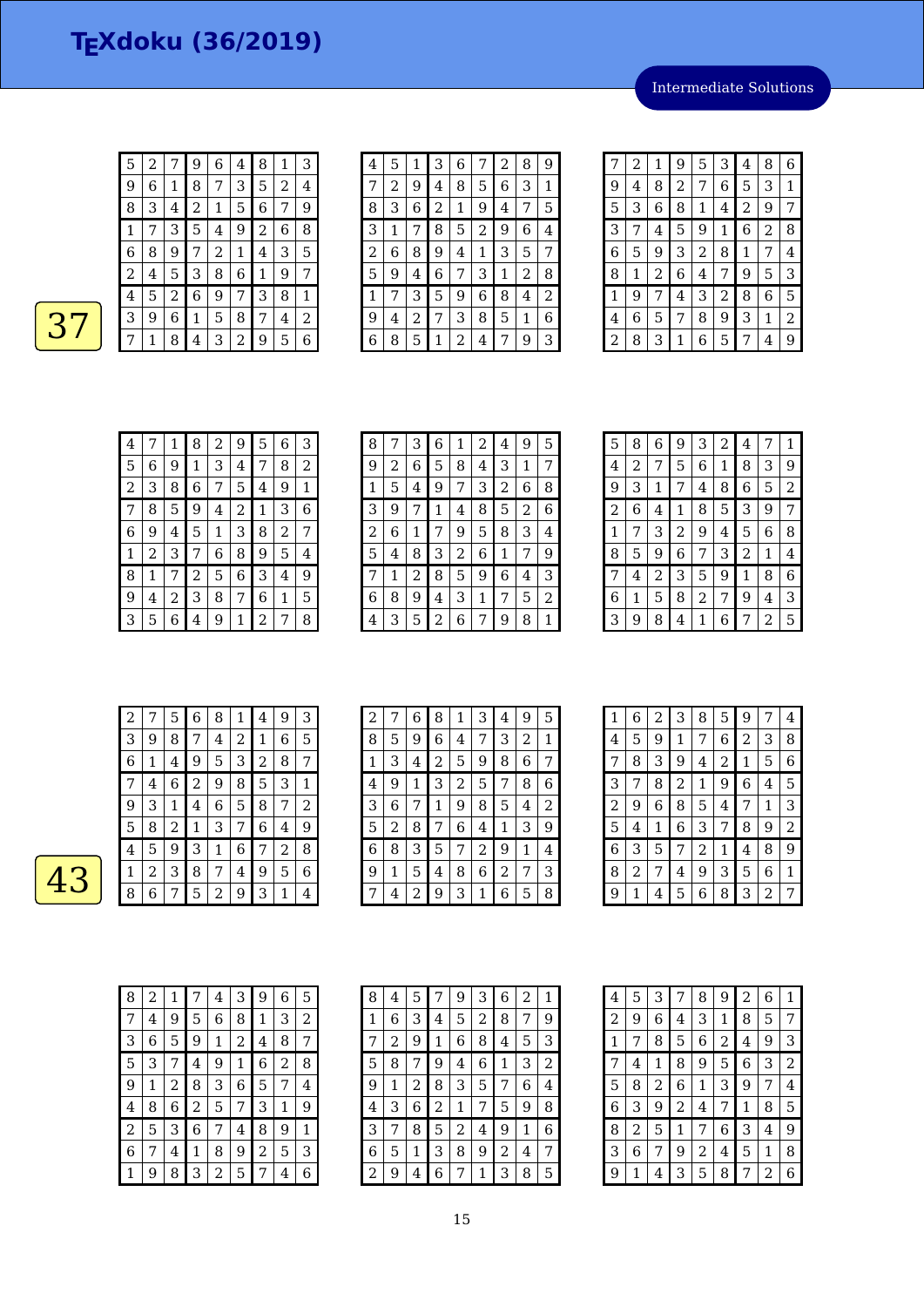# TEXdoku (36/2019)

Intermediate Solutions

**37**

| | | | | | | | | |
|---|---|---|---|---|---|---|---|---|
| 5 | 2 | 7 | 9 | 6 | 4 | 8 | 1 | 3 |
| 9 | 6 | 1 | 8 | 7 | 3 | 5 | 2 | 4 |
| 8 | 3 | 4 | 2 | 1 | 5 | 6 | 7 | 9 |
| 1 | 7 | 3 | 5 | 4 | 9 | 2 | 6 | 8 |
| 6 | 8 | 9 | 7 | 2 | 1 | 4 | 3 | 5 |
| 2 | 4 | 5 | 3 | 8 | 6 | 1 | 9 | 7 |
| 4 | 5 | 2 | 6 | 9 | 7 | 3 | 8 | 1 |
| 3 | 9 | 6 | 1 | 5 | 8 | 7 | 4 | 2 |
| 7 | 1 | 8 | 4 | 3 | 2 | 9 | 5 | 6 |

| | | | | | | | | |
|---|---|---|---|---|---|---|---|---|
| 4 | 5 | 1 | 3 | 6 | 7 | 2 | 8 | 9 |
| 7 | 2 | 9 | 4 | 8 | 5 | 6 | 3 | 1 |
| 8 | 3 | 6 | 2 | 1 | 9 | 4 | 7 | 5 |
| 3 | 1 | 7 | 8 | 5 | 2 | 9 | 6 | 4 |
| 2 | 6 | 8 | 9 | 4 | 1 | 3 | 5 | 7 |
| 5 | 9 | 4 | 6 | 7 | 3 | 1 | 2 | 8 |
| 1 | 7 | 3 | 5 | 9 | 6 | 8 | 4 | 2 |
| 9 | 4 | 2 | 7 | 3 | 8 | 5 | 1 | 6 |
| 6 | 8 | 5 | 1 | 2 | 4 | 7 | 9 | 3 |

| | | | | | | | | |
|---|---|---|---|---|---|---|---|---|
| 7 | 2 | 1 | 9 | 5 | 3 | 4 | 8 | 6 |
| 9 | 4 | 8 | 2 | 7 | 6 | 5 | 3 | 1 |
| 5 | 3 | 6 | 8 | 1 | 4 | 2 | 9 | 7 |
| 3 | 7 | 4 | 5 | 9 | 1 | 6 | 2 | 8 |
| 6 | 5 | 9 | 3 | 2 | 8 | 1 | 7 | 4 |
| 8 | 1 | 2 | 6 | 4 | 7 | 9 | 5 | 3 |
| 1 | 9 | 7 | 4 | 3 | 2 | 8 | 6 | 5 |
| 4 | 6 | 5 | 7 | 8 | 9 | 3 | 1 | 2 |
| 2 | 8 | 3 | 1 | 6 | 5 | 7 | 4 | 9 |

| | | | | | | | | |
|---|---|---|---|---|---|---|---|---|
| 4 | 7 | 1 | 8 | 2 | 9 | 5 | 6 | 3 |
| 5 | 6 | 9 | 1 | 3 | 4 | 7 | 8 | 2 |
| 2 | 3 | 8 | 6 | 7 | 5 | 4 | 9 | 1 |
| 7 | 8 | 5 | 9 | 4 | 2 | 1 | 3 | 6 |
| 6 | 9 | 4 | 5 | 1 | 3 | 8 | 2 | 7 |
| 1 | 2 | 3 | 7 | 6 | 8 | 9 | 5 | 4 |
| 8 | 1 | 7 | 2 | 5 | 6 | 3 | 4 | 9 |
| 9 | 4 | 2 | 3 | 8 | 7 | 6 | 1 | 5 |
| 3 | 5 | 6 | 4 | 9 | 1 | 2 | 7 | 8 |

| | | | | | | | | |
|---|---|---|---|---|---|---|---|---|
| 8 | 7 | 3 | 6 | 1 | 2 | 4 | 9 | 5 |
| 9 | 2 | 6 | 5 | 8 | 4 | 3 | 1 | 7 |
| 1 | 5 | 4 | 9 | 7 | 3 | 2 | 6 | 8 |
| 3 | 9 | 7 | 1 | 4 | 8 | 5 | 2 | 6 |
| 2 | 6 | 1 | 7 | 9 | 5 | 8 | 3 | 4 |
| 5 | 4 | 8 | 3 | 2 | 6 | 1 | 7 | 9 |
| 7 | 1 | 2 | 8 | 5 | 9 | 6 | 4 | 3 |
| 6 | 8 | 9 | 4 | 3 | 1 | 7 | 5 | 2 |
| 4 | 3 | 5 | 2 | 6 | 7 | 9 | 8 | 1 |

| | | | | | | | | |
|---|---|---|---|---|---|---|---|---|
| 5 | 8 | 6 | 9 | 3 | 2 | 4 | 7 | 1 |
| 4 | 2 | 7 | 5 | 6 | 1 | 8 | 3 | 9 |
| 9 | 3 | 1 | 7 | 4 | 8 | 6 | 5 | 2 |
| 2 | 6 | 4 | 1 | 8 | 5 | 3 | 9 | 7 |
| 1 | 7 | 3 | 2 | 9 | 4 | 5 | 6 | 8 |
| 8 | 5 | 9 | 6 | 7 | 3 | 2 | 1 | 4 |
| 7 | 4 | 2 | 3 | 5 | 9 | 1 | 8 | 6 |
| 6 | 1 | 5 | 8 | 2 | 7 | 9 | 4 | 3 |
| 3 | 9 | 8 | 4 | 1 | 6 | 7 | 2 | 5 |

**43**

| | | | | | | | | |
|---|---|---|---|---|---|---|---|---|
| 2 | 7 | 5 | 6 | 8 | 1 | 4 | 9 | 3 |
| 3 | 9 | 8 | 7 | 4 | 2 | 1 | 6 | 5 |
| 6 | 1 | 4 | 9 | 5 | 3 | 2 | 8 | 7 |
| 7 | 4 | 6 | 2 | 9 | 8 | 5 | 3 | 1 |
| 9 | 3 | 1 | 4 | 6 | 5 | 8 | 7 | 2 |
| 5 | 8 | 2 | 1 | 3 | 7 | 6 | 4 | 9 |
| 4 | 5 | 9 | 3 | 1 | 6 | 7 | 2 | 8 |
| 1 | 2 | 3 | 8 | 7 | 4 | 9 | 5 | 6 |
| 8 | 6 | 7 | 5 | 2 | 9 | 3 | 1 | 4 |

| | | | | | | | | |
|---|---|---|---|---|---|---|---|---|
| 2 | 7 | 6 | 8 | 1 | 3 | 4 | 9 | 5 |
| 8 | 5 | 9 | 6 | 4 | 7 | 3 | 2 | 1 |
| 1 | 3 | 4 | 2 | 5 | 9 | 8 | 6 | 7 |
| 4 | 9 | 1 | 3 | 2 | 5 | 7 | 8 | 6 |
| 3 | 6 | 7 | 1 | 9 | 8 | 5 | 4 | 2 |
| 5 | 2 | 8 | 7 | 6 | 4 | 1 | 3 | 9 |
| 6 | 8 | 3 | 5 | 7 | 2 | 9 | 1 | 4 |
| 9 | 1 | 5 | 4 | 8 | 6 | 2 | 7 | 3 |
| 7 | 4 | 2 | 9 | 3 | 1 | 6 | 5 | 8 |

| | | | | | | | | |
|---|---|---|---|---|---|---|---|---|
| 1 | 6 | 2 | 3 | 8 | 5 | 9 | 7 | 4 |
| 4 | 5 | 9 | 1 | 7 | 6 | 2 | 3 | 8 |
| 7 | 8 | 3 | 9 | 4 | 2 | 1 | 5 | 6 |
| 3 | 7 | 8 | 2 | 1 | 9 | 6 | 4 | 5 |
| 2 | 9 | 6 | 8 | 5 | 4 | 7 | 1 | 3 |
| 5 | 4 | 1 | 6 | 3 | 7 | 8 | 9 | 2 |
| 6 | 3 | 5 | 7 | 2 | 1 | 4 | 8 | 9 |
| 8 | 2 | 7 | 4 | 9 | 3 | 5 | 6 | 1 |
| 9 | 1 | 4 | 5 | 6 | 8 | 3 | 2 | 7 |

| | | | | | | | | |
|---|---|---|---|---|---|---|---|---|
| 8 | 2 | 1 | 7 | 4 | 3 | 9 | 6 | 5 |
| 7 | 4 | 9 | 5 | 6 | 8 | 1 | 3 | 2 |
| 3 | 6 | 5 | 9 | 1 | 2 | 4 | 8 | 7 |
| 5 | 3 | 7 | 4 | 9 | 1 | 6 | 2 | 8 |
| 9 | 1 | 2 | 8 | 3 | 6 | 5 | 7 | 4 |
| 4 | 8 | 6 | 2 | 5 | 7 | 3 | 1 | 9 |
| 2 | 5 | 3 | 6 | 7 | 4 | 8 | 9 | 1 |
| 6 | 7 | 4 | 1 | 8 | 9 | 2 | 5 | 3 |
| 1 | 9 | 8 | 3 | 2 | 5 | 7 | 4 | 6 |

| | | | | | | | | |
|---|---|---|---|---|---|---|---|---|
| 8 | 4 | 5 | 7 | 9 | 3 | 6 | 2 | 1 |
| 1 | 6 | 3 | 4 | 5 | 2 | 8 | 7 | 9 |
| 7 | 2 | 9 | 1 | 6 | 8 | 4 | 5 | 3 |
| 5 | 8 | 7 | 9 | 4 | 6 | 1 | 3 | 2 |
| 9 | 1 | 2 | 8 | 3 | 5 | 7 | 6 | 4 |
| 4 | 3 | 6 | 2 | 1 | 7 | 5 | 9 | 8 |
| 3 | 7 | 8 | 5 | 2 | 4 | 9 | 1 | 6 |
| 6 | 5 | 1 | 3 | 8 | 9 | 2 | 4 | 7 |
| 2 | 9 | 4 | 6 | 7 | 1 | 3 | 8 | 5 |

| | | | | | | | | |
|---|---|---|---|---|---|---|---|---|
| 4 | 5 | 3 | 7 | 8 | 9 | 2 | 6 | 1 |
| 2 | 9 | 6 | 4 | 3 | 1 | 8 | 5 | 7 |
| 1 | 7 | 8 | 5 | 6 | 2 | 4 | 9 | 3 |
| 7 | 4 | 1 | 8 | 9 | 5 | 6 | 3 | 2 |
| 5 | 8 | 2 | 6 | 1 | 3 | 9 | 7 | 4 |
| 6 | 3 | 9 | 2 | 4 | 7 | 1 | 8 | 5 |
| 8 | 2 | 5 | 1 | 7 | 6 | 3 | 4 | 9 |
| 3 | 6 | 7 | 9 | 2 | 4 | 5 | 1 | 8 |
| 9 | 1 | 4 | 3 | 5 | 8 | 7 | 2 | 6 |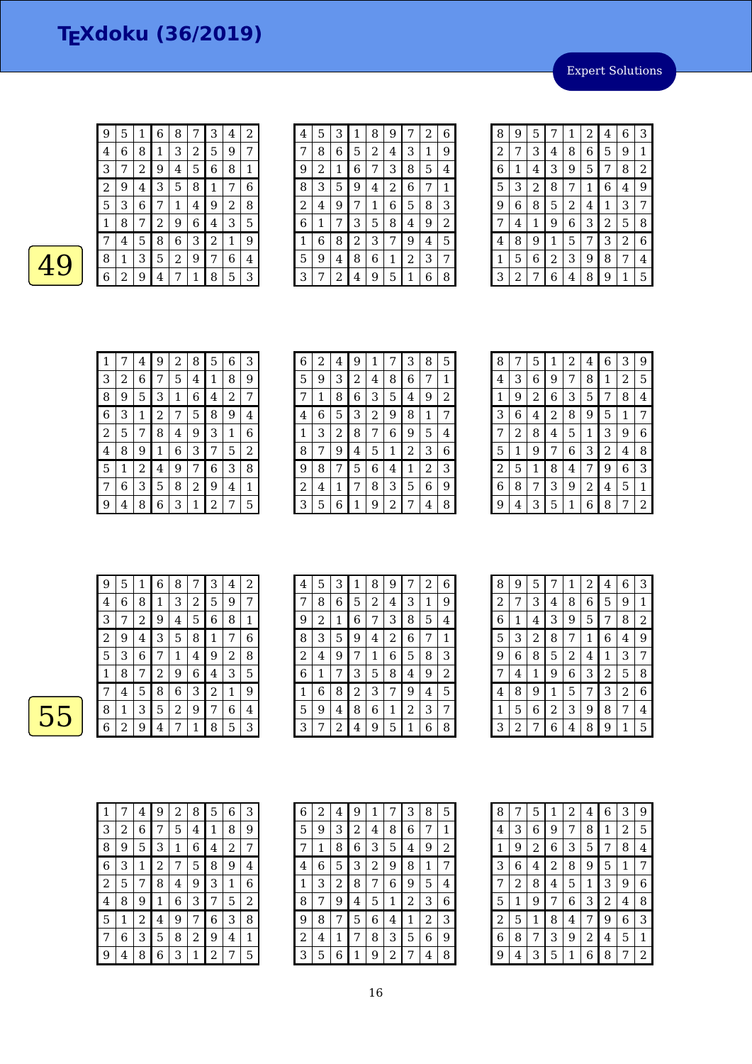# TEXdoku (36/2019)

Expert Solutions

## 49

| | | | | | | | | |
|---|---|---|---|---|---|---|---|---|
| 9 | 5 | 1 | 6 | 8 | 7 | 3 | 4 | 2 |
| 4 | 6 | 8 | 1 | 3 | 2 | 5 | 9 | 7 |
| 3 | 7 | 2 | 9 | 4 | 5 | 6 | 8 | 1 |
| 2 | 9 | 4 | 3 | 5 | 8 | 1 | 7 | 6 |
| 5 | 3 | 6 | 7 | 1 | 4 | 9 | 2 | 8 |
| 1 | 8 | 7 | 2 | 9 | 6 | 4 | 3 | 5 |
| 7 | 4 | 5 | 8 | 6 | 3 | 2 | 1 | 9 |
| 8 | 1 | 3 | 5 | 2 | 9 | 7 | 6 | 4 |
| 6 | 2 | 9 | 4 | 7 | 1 | 8 | 5 | 3 |

| | | | | | | | | |
|---|---|---|---|---|---|---|---|---|
| 4 | 5 | 3 | 1 | 8 | 9 | 7 | 2 | 6 |
| 7 | 8 | 6 | 5 | 2 | 4 | 3 | 1 | 9 |
| 9 | 2 | 1 | 6 | 7 | 3 | 8 | 5 | 4 |
| 8 | 3 | 5 | 9 | 4 | 2 | 6 | 7 | 1 |
| 2 | 4 | 9 | 7 | 1 | 6 | 5 | 8 | 3 |
| 6 | 1 | 7 | 3 | 5 | 8 | 4 | 9 | 2 |
| 1 | 6 | 8 | 2 | 3 | 7 | 9 | 4 | 5 |
| 5 | 9 | 4 | 8 | 6 | 1 | 2 | 3 | 7 |
| 3 | 7 | 2 | 4 | 9 | 5 | 1 | 6 | 8 |

| | | | | | | | | |
|---|---|---|---|---|---|---|---|---|
| 8 | 9 | 5 | 7 | 1 | 2 | 4 | 6 | 3 |
| 2 | 7 | 3 | 4 | 8 | 6 | 5 | 9 | 1 |
| 6 | 1 | 4 | 3 | 9 | 5 | 7 | 8 | 2 |
| 5 | 3 | 2 | 8 | 7 | 1 | 6 | 4 | 9 |
| 9 | 6 | 8 | 5 | 2 | 4 | 1 | 3 | 7 |
| 7 | 4 | 1 | 9 | 6 | 3 | 2 | 5 | 8 |
| 4 | 8 | 9 | 1 | 5 | 7 | 3 | 2 | 6 |
| 1 | 5 | 6 | 2 | 3 | 9 | 8 | 7 | 4 |
| 3 | 2 | 7 | 6 | 4 | 8 | 9 | 1 | 5 |

| | | | | | | | | |
|---|---|---|---|---|---|---|---|---|
| 1 | 7 | 4 | 9 | 2 | 8 | 5 | 6 | 3 |
| 3 | 2 | 6 | 7 | 5 | 4 | 1 | 8 | 9 |
| 8 | 9 | 5 | 3 | 1 | 6 | 4 | 2 | 7 |
| 6 | 3 | 1 | 2 | 7 | 5 | 8 | 9 | 4 |
| 2 | 5 | 7 | 8 | 4 | 9 | 3 | 1 | 6 |
| 4 | 8 | 9 | 1 | 6 | 3 | 7 | 5 | 2 |
| 5 | 1 | 2 | 4 | 9 | 7 | 6 | 3 | 8 |
| 7 | 6 | 3 | 5 | 8 | 2 | 9 | 4 | 1 |
| 9 | 4 | 8 | 6 | 3 | 1 | 2 | 7 | 5 |

| | | | | | | | | |
|---|---|---|---|---|---|---|---|---|
| 6 | 2 | 4 | 9 | 1 | 7 | 3 | 8 | 5 |
| 5 | 9 | 3 | 2 | 4 | 8 | 6 | 7 | 1 |
| 7 | 1 | 8 | 6 | 3 | 5 | 4 | 9 | 2 |
| 4 | 6 | 5 | 3 | 2 | 9 | 8 | 1 | 7 |
| 1 | 3 | 2 | 8 | 7 | 6 | 9 | 5 | 4 |
| 8 | 7 | 9 | 4 | 5 | 1 | 2 | 3 | 6 |
| 9 | 8 | 7 | 5 | 6 | 4 | 1 | 2 | 3 |
| 2 | 4 | 1 | 7 | 8 | 3 | 5 | 6 | 9 |
| 3 | 5 | 6 | 1 | 9 | 2 | 7 | 4 | 8 |

| | | | | | | | | |
|---|---|---|---|---|---|---|---|---|
| 8 | 7 | 5 | 1 | 2 | 4 | 6 | 3 | 9 |
| 4 | 3 | 6 | 9 | 7 | 8 | 1 | 2 | 5 |
| 1 | 9 | 2 | 6 | 3 | 5 | 7 | 8 | 4 |
| 3 | 6 | 4 | 2 | 8 | 9 | 5 | 1 | 7 |
| 7 | 2 | 8 | 4 | 5 | 1 | 3 | 9 | 6 |
| 5 | 1 | 9 | 7 | 6 | 3 | 2 | 4 | 8 |
| 2 | 5 | 1 | 8 | 4 | 7 | 9 | 6 | 3 |
| 6 | 8 | 7 | 3 | 9 | 2 | 4 | 5 | 1 |
| 9 | 4 | 3 | 5 | 1 | 6 | 8 | 7 | 2 |

## 55

| | | | | | | | | |
|---|---|---|---|---|---|---|---|---|
| 9 | 5 | 1 | 6 | 8 | 7 | 3 | 4 | 2 |
| 4 | 6 | 8 | 1 | 3 | 2 | 5 | 9 | 7 |
| 3 | 7 | 2 | 9 | 4 | 5 | 6 | 8 | 1 |
| 2 | 9 | 4 | 3 | 5 | 8 | 1 | 7 | 6 |
| 5 | 3 | 6 | 7 | 1 | 4 | 9 | 2 | 8 |
| 1 | 8 | 7 | 2 | 9 | 6 | 4 | 3 | 5 |
| 7 | 4 | 5 | 8 | 6 | 3 | 2 | 1 | 9 |
| 8 | 1 | 3 | 5 | 2 | 9 | 7 | 6 | 4 |
| 6 | 2 | 9 | 4 | 7 | 1 | 8 | 5 | 3 |

| | | | | | | | | |
|---|---|---|---|---|---|---|---|---|
| 4 | 5 | 3 | 1 | 8 | 9 | 7 | 2 | 6 |
| 7 | 8 | 6 | 5 | 2 | 4 | 3 | 1 | 9 |
| 9 | 2 | 1 | 6 | 7 | 3 | 8 | 5 | 4 |
| 8 | 3 | 5 | 9 | 4 | 2 | 6 | 7 | 1 |
| 2 | 4 | 9 | 7 | 1 | 6 | 5 | 8 | 3 |
| 6 | 1 | 7 | 3 | 5 | 8 | 4 | 9 | 2 |
| 1 | 6 | 8 | 2 | 3 | 7 | 9 | 4 | 5 |
| 5 | 9 | 4 | 8 | 6 | 1 | 2 | 3 | 7 |
| 3 | 7 | 2 | 4 | 9 | 5 | 1 | 6 | 8 |

| | | | | | | | | |
|---|---|---|---|---|---|---|---|---|
| 8 | 9 | 5 | 7 | 1 | 2 | 4 | 6 | 3 |
| 2 | 7 | 3 | 4 | 8 | 6 | 5 | 9 | 1 |
| 6 | 1 | 4 | 3 | 9 | 5 | 7 | 8 | 2 |
| 5 | 3 | 2 | 8 | 7 | 1 | 6 | 4 | 9 |
| 9 | 6 | 8 | 5 | 2 | 4 | 1 | 3 | 7 |
| 7 | 4 | 1 | 9 | 6 | 3 | 2 | 5 | 8 |
| 4 | 8 | 9 | 1 | 5 | 7 | 3 | 2 | 6 |
| 1 | 5 | 6 | 2 | 3 | 9 | 8 | 7 | 4 |
| 3 | 2 | 7 | 6 | 4 | 8 | 9 | 1 | 5 |

| | | | | | | | | |
|---|---|---|---|---|---|---|---|---|
| 1 | 7 | 4 | 9 | 2 | 8 | 5 | 6 | 3 |
| 3 | 2 | 6 | 7 | 5 | 4 | 1 | 8 | 9 |
| 8 | 9 | 5 | 3 | 1 | 6 | 4 | 2 | 7 |
| 6 | 3 | 1 | 2 | 7 | 5 | 8 | 9 | 4 |
| 2 | 5 | 7 | 8 | 4 | 9 | 3 | 1 | 6 |
| 4 | 8 | 9 | 1 | 6 | 3 | 7 | 5 | 2 |
| 5 | 1 | 2 | 4 | 9 | 7 | 6 | 3 | 8 |
| 7 | 6 | 3 | 5 | 8 | 2 | 9 | 4 | 1 |
| 9 | 4 | 8 | 6 | 3 | 1 | 2 | 7 | 5 |

| | | | | | | | | |
|---|---|---|---|---|---|---|---|---|
| 6 | 2 | 4 | 9 | 1 | 7 | 3 | 8 | 5 |
| 5 | 9 | 3 | 2 | 4 | 8 | 6 | 7 | 1 |
| 7 | 1 | 8 | 6 | 3 | 5 | 4 | 9 | 2 |
| 4 | 6 | 5 | 3 | 2 | 9 | 8 | 1 | 7 |
| 1 | 3 | 2 | 8 | 7 | 6 | 9 | 5 | 4 |
| 8 | 7 | 9 | 4 | 5 | 1 | 2 | 3 | 6 |
| 9 | 8 | 7 | 5 | 6 | 4 | 1 | 2 | 3 |
| 2 | 4 | 1 | 7 | 8 | 3 | 5 | 6 | 9 |
| 3 | 5 | 6 | 1 | 9 | 2 | 7 | 4 | 8 |

| | | | | | | | | |
|---|---|---|---|---|---|---|---|---|
| 8 | 7 | 5 | 1 | 2 | 4 | 6 | 3 | 9 |
| 4 | 3 | 6 | 9 | 7 | 8 | 1 | 2 | 5 |
| 1 | 9 | 2 | 6 | 3 | 5 | 7 | 8 | 4 |
| 3 | 6 | 4 | 2 | 8 | 9 | 5 | 1 | 7 |
| 7 | 2 | 8 | 4 | 5 | 1 | 3 | 9 | 6 |
| 5 | 1 | 9 | 7 | 6 | 3 | 2 | 4 | 8 |
| 2 | 5 | 1 | 8 | 4 | 7 | 9 | 6 | 3 |
| 6 | 8 | 7 | 3 | 9 | 2 | 4 | 5 | 1 |
| 9 | 4 | 3 | 5 | 1 | 6 | 8 | 7 | 2 |